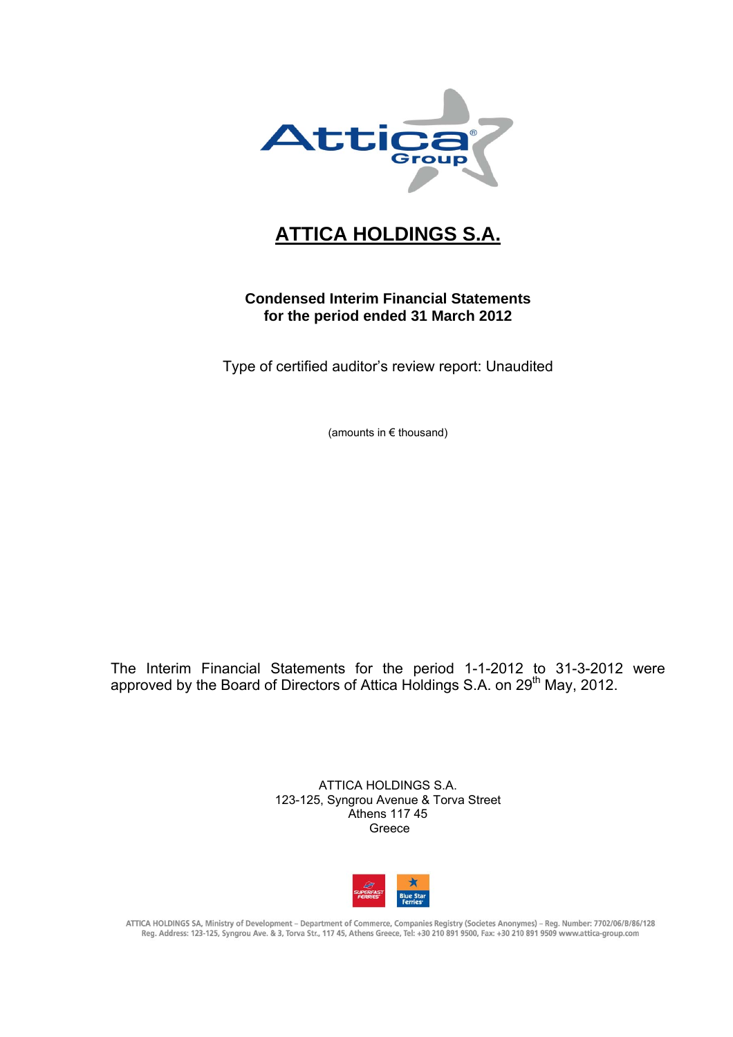# ATTICA HOLDINGS S.A.

**Condensed Interim Financial Statements**
**for the period ended 31 March 2012**

Type of certified auditor's review report: Unaudited

(amounts in € thousand)

The Interim Financial Statements for the period 1-1-2012 to 31-3-2012 were approved by the Board of Directors of Attica Holdings S.A. on 29th May, 2012.

ATTICA HOLDINGS S.A.
123-125, Syngrou Avenue & Torva Street
Athens 117 45
Greece

ATTICA HOLDINGS SA, Ministry of Development – Department of Commerce, Companies Registry (Societes Anonymes) – Reg. Number: 7702/06/B/86/128
Reg. Address: 123-125, Syngrou Ave. & 3, Torva Str., 117 45, Athens Greece, Tel: +30 210 891 9500, Fax: +30 210 891 9509 www.attica-group.com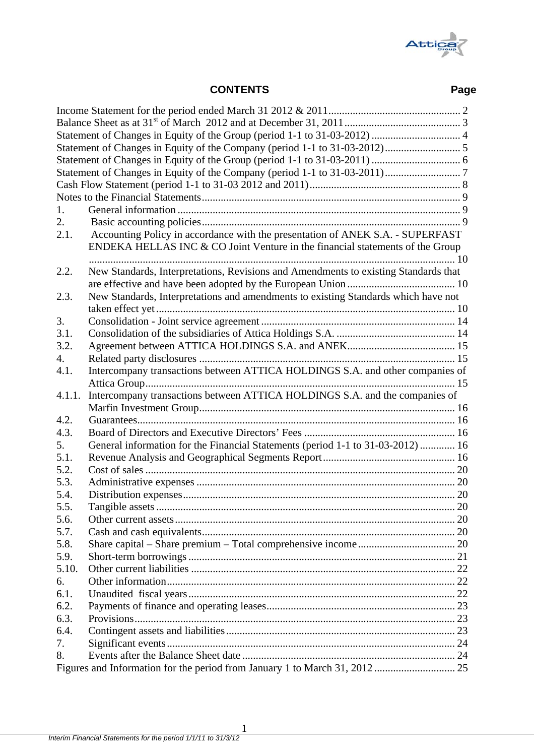## CONTENTS

| | Page |
|---|---|
| Income Statement for the period ended March 31 2012 & 2011 | 2 |
| Balance Sheet as at 31st of March 2012 and at December 31, 2011 | 3 |
| Statement of Changes in Equity of the Group (period 1-1 to 31-03-2012) | 4 |
| Statement of Changes in Equity of the Company (period 1-1 to 31-03-2012) | 5 |
| Statement of Changes in Equity of the Group (period 1-1 to 31-03-2011) | 6 |
| Statement of Changes in Equity of the Company (period 1-1 to 31-03-2011) | 7 |
| Cash Flow Statement (period 1-1 to 31-03 2012 and 2011) | 8 |
| Notes to the Financial Statements | 9 |
| 1. General information | 9 |
| 2. Basic accounting policies | 9 |
| 2.1. Accounting Policy in accordance with the presentation of ANEK S.A. - SUPERFAST ENDEKA HELLAS INC & CO Joint Venture in the financial statements of the Group | 10 |
| 2.2. New Standards, Interpretations, Revisions and Amendments to existing Standards that are effective and have been adopted by the European Union | 10 |
| 2.3. New Standards, Interpretations and amendments to existing Standards which have not taken effect yet | 10 |
| 3. Consolidation - Joint service agreement | 14 |
| 3.1. Consolidation of the subsidiaries of Attica Holdings S.A. | 14 |
| 3.2. Agreement between ATTICA HOLDINGS S.A. and ANEK | 15 |
| 4. Related party disclosures | 15 |
| 4.1. Intercompany transactions between ATTICA HOLDINGS S.A. and other companies of Attica Group | 15 |
| 4.1.1. Intercompany transactions between ATTICA HOLDINGS S.A. and the companies of Marfin Investment Group | 16 |
| 4.2. Guarantees | 16 |
| 4.3. Board of Directors and Executive Directors' Fees | 16 |
| 5. General information for the Financial Statements (period 1-1 to 31-03-2012) | 16 |
| 5.1. Revenue Analysis and Geographical Segments Report | 16 |
| 5.2. Cost of sales | 20 |
| 5.3. Administrative expenses | 20 |
| 5.4. Distribution expenses | 20 |
| 5.5. Tangible assets | 20 |
| 5.6. Other current assets | 20 |
| 5.7. Cash and cash equivalents | 20 |
| 5.8. Share capital – Share premium – Total comprehensive income | 20 |
| 5.9. Short-term borrowings | 21 |
| 5.10. Other current liabilities | 22 |
| 6. Other information | 22 |
| 6.1. Unaudited fiscal years | 22 |
| 6.2. Payments of finance and operating leases | 23 |
| 6.3. Provisions | 23 |
| 6.4. Contingent assets and liabilities | 23 |
| 7. Significant events | 24 |
| 8. Events after the Balance Sheet date | 24 |
| Figures and Information for the period from January 1 to March 31, 2012 | 25 |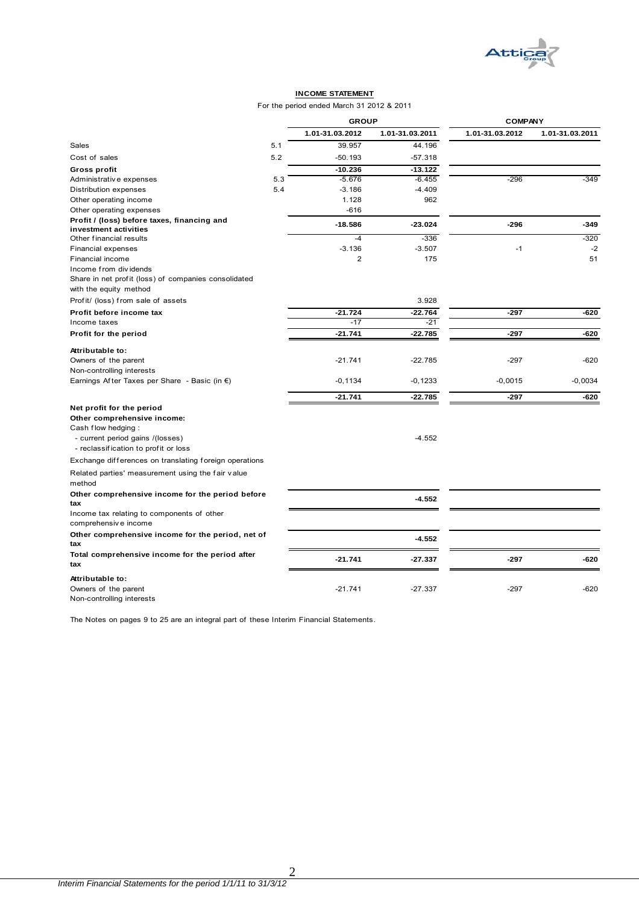## INCOME STATEMENT

For the period ended March 31 2012 & 2011

| | | GROUP | | COMPANY | |
|---|---|---|---|---|---|
| | | 1.01-31.03.2012 | 1.01-31.03.2011 | 1.01-31.03.2012 | 1.01-31.03.2011 |
| Sales | 5.1 | 39.957 | 44.196 | | |
| Cost of sales | 5.2 | -50.193 | -57.318 | | |
| **Gross profit** | | **-10.236** | **-13.122** | | |
| Administrative expenses | 5.3 | -5.676 | -6.455 | -296 | -349 |
| Distribution expenses | 5.4 | -3.186 | -4.409 | | |
| Other operating income | | 1.128 | 962 | | |
| Other operating expenses | | -616 | | | |
| **Profit / (loss) before taxes, financing and investment activities** | | **-18.586** | **-23.024** | **-296** | **-349** |
| Other financial results | | -4 | -336 | | -320 |
| Financial expenses | | -3.136 | -3.507 | -1 | -2 |
| Financial income | | 2 | 175 | | 51 |
| Income from dividends | | | | | |
| Share in net profit (loss) of companies consolidated with the equity method | | | | | |
| Profit/ (loss) from sale of assets | | | 3.928 | | |
| **Profit before income tax** | | **-21.724** | **-22.764** | **-297** | **-620** |
| Income taxes | | -17 | -21 | | |
| **Profit for the period** | | **-21.741** | **-22.785** | **-297** | **-620** |
| **Attributable to:** | | | | | |
| Owners of the parent | | -21.741 | -22.785 | -297 | -620 |
| Non-controlling interests | | | | | |
| Earnings After Taxes per Share - Basic (in €) | | -0,1134 | -0,1233 | -0,0015 | -0,0034 |
| | | **-21.741** | **-22.785** | **-297** | **-620** |
| **Net profit for the period** | | | | | |
| **Other comprehensive income:** | | | | | |
| Cash flow hedging : | | | | | |
| - current period gains /(losses) | | | -4.552 | | |
| - reclassification to profit or loss | | | | | |
| Exchange differences on translating foreign operations | | | | | |
| Related parties' measurement using the fair value method | | | | | |
| **Other comprehensive income for the period before tax** | | | **-4.552** | | |
| Income tax relating to components of other comprehensive income | | | | | |
| **Other comprehensive income for the period, net of tax** | | | **-4.552** | | |
| **Total comprehensive income for the period after tax** | | **-21.741** | **-27.337** | **-297** | **-620** |
| **Attributable to:** | | | | | |
| Owners of the parent | | -21.741 | -27.337 | -297 | -620 |
| Non-controlling interests | | | | | |

The Notes on pages 9 to 25 are an integral part of these Interim Financial Statements.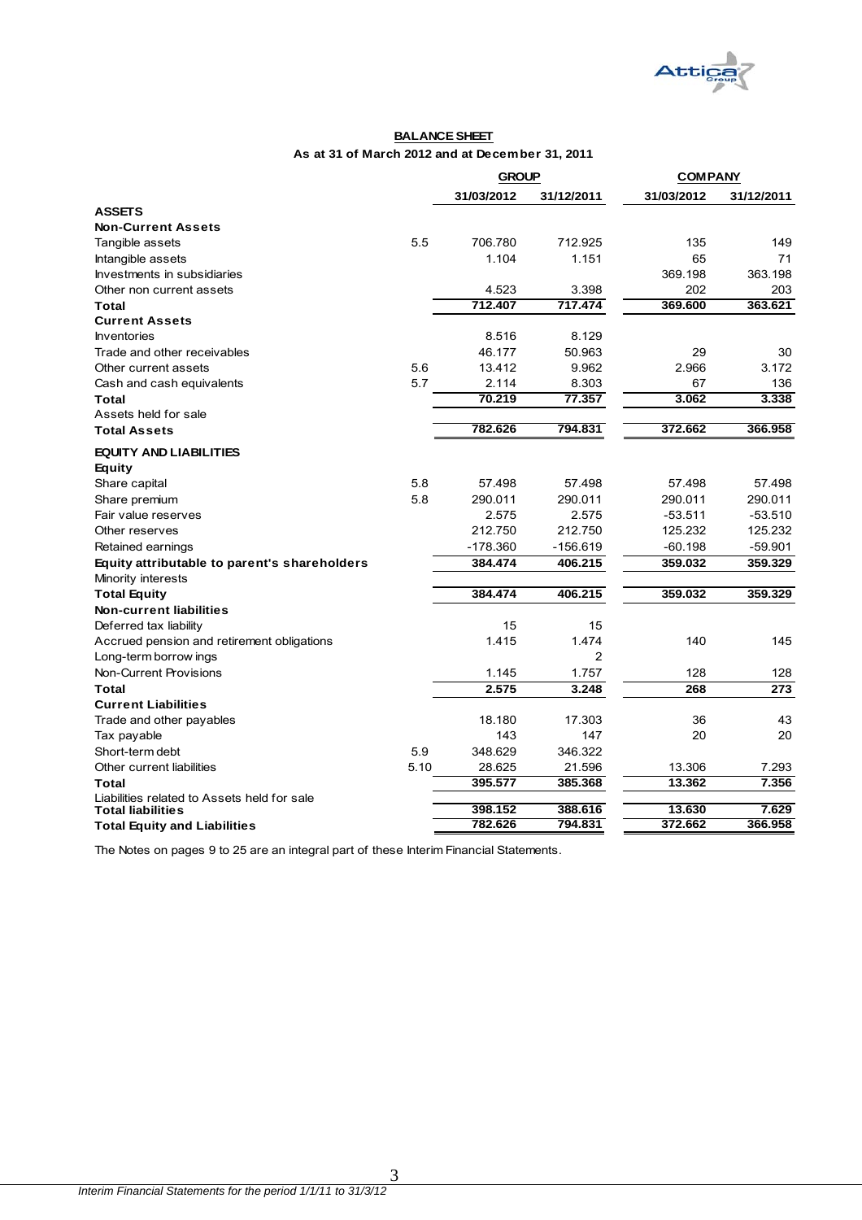## BALANCE SHEET

**As at 31 of March 2012 and at December 31, 2011**

| | | GROUP | | COMPANY | |
|---|---|---|---|---|---|
| | | 31/03/2012 | 31/12/2011 | 31/03/2012 | 31/12/2011 |
| **ASSETS** | | | | | |
| **Non-Current Assets** | | | | | |
| Tangible assets | 5.5 | 706.780 | 712.925 | 135 | 149 |
| Intangible assets | | 1.104 | 1.151 | 65 | 71 |
| Investments in subsidiaries | | | | 369.198 | 363.198 |
| Other non current assets | | 4.523 | 3.398 | 202 | 203 |
| **Total** | | **712.407** | **717.474** | **369.600** | **363.621** |
| **Current Assets** | | | | | |
| Inventories | | 8.516 | 8.129 | | |
| Trade and other receivables | | 46.177 | 50.963 | 29 | 30 |
| Other current assets | 5.6 | 13.412 | 9.962 | 2.966 | 3.172 |
| Cash and cash equivalents | 5.7 | 2.114 | 8.303 | 67 | 136 |
| **Total** | | **70.219** | **77.357** | **3.062** | **3.338** |
| Assets held for sale | | | | | |
| **Total Assets** | | **782.626** | **794.831** | **372.662** | **366.958** |
| **EQUITY AND LIABILITIES** | | | | | |
| **Equity** | | | | | |
| Share capital | 5.8 | 57.498 | 57.498 | 57.498 | 57.498 |
| Share premium | 5.8 | 290.011 | 290.011 | 290.011 | 290.011 |
| Fair value reserves | | 2.575 | 2.575 | -53.511 | -53.510 |
| Other reserves | | 212.750 | 212.750 | 125.232 | 125.232 |
| Retained earnings | | -178.360 | -156.619 | -60.198 | -59.901 |
| **Equity attributable to parent's shareholders** | | **384.474** | **406.215** | **359.032** | **359.329** |
| Minority interests | | | | | |
| **Total Equity** | | **384.474** | **406.215** | **359.032** | **359.329** |
| **Non-current liabilities** | | | | | |
| Deferred tax liability | | 15 | 15 | | |
| Accrued pension and retirement obligations | | 1.415 | 1.474 | 140 | 145 |
| Long-term borrowings | | | 2 | | |
| Non-Current Provisions | | 1.145 | 1.757 | 128 | 128 |
| **Total** | | **2.575** | **3.248** | **268** | **273** |
| **Current Liabilities** | | | | | |
| Trade and other payables | | 18.180 | 17.303 | 36 | 43 |
| Tax payable | | 143 | 147 | 20 | 20 |
| Short-term debt | 5.9 | 348.629 | 346.322 | | |
| Other current liabilities | 5.10 | 28.625 | 21.596 | 13.306 | 7.293 |
| **Total** | | **395.577** | **385.368** | **13.362** | **7.356** |
| Liabilities related to Assets held for sale | | | | | |
| **Total liabilities** | | **398.152** | **388.616** | **13.630** | **7.629** |
| **Total Equity and Liabilities** | | **782.626** | **794.831** | **372.662** | **366.958** |

The Notes on pages 9 to 25 are an integral part of these Interim Financial Statements.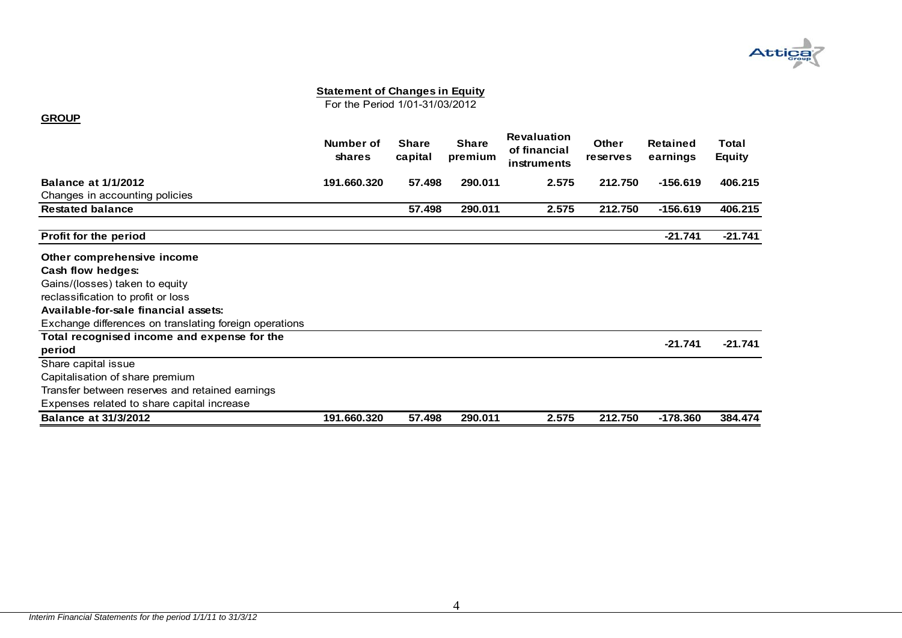## Statement of Changes in Equity

For the Period 1/01-31/03/2012

**GROUP**

| | Number of shares | Share capital | Share premium | Revaluation of financial instruments | Other reserves | Retained earnings | Total Equity |
|---|---|---|---|---|---|---|---|
| **Balance at 1/1/2012** | **191.660.320** | **57.498** | **290.011** | **2.575** | **212.750** | **-156.619** | **406.215** |
| Changes in accounting policies | | | | | | | |
| **Restated balance** | | **57.498** | **290.011** | **2.575** | **212.750** | **-156.619** | **406.215** |
| **Profit for the period** | | | | | | **-21.741** | **-21.741** |
| **Other comprehensive income** | | | | | | | |
| **Cash flow hedges:** | | | | | | | |
| Gains/(losses) taken to equity | | | | | | | |
| reclassification to profit or loss | | | | | | | |
| **Available-for-sale financial assets:** | | | | | | | |
| Exchange differences on translating foreign operations | | | | | | | |
| **Total recognised income and expense for the period** | | | | | | **-21.741** | **-21.741** |
| Share capital issue | | | | | | | |
| Capitalisation of share premium | | | | | | | |
| Transfer between reserves and retained earnings | | | | | | | |
| Expenses related to share capital increase | | | | | | | |
| **Balance at 31/3/2012** | **191.660.320** | **57.498** | **290.011** | **2.575** | **212.750** | **-178.360** | **384.474** |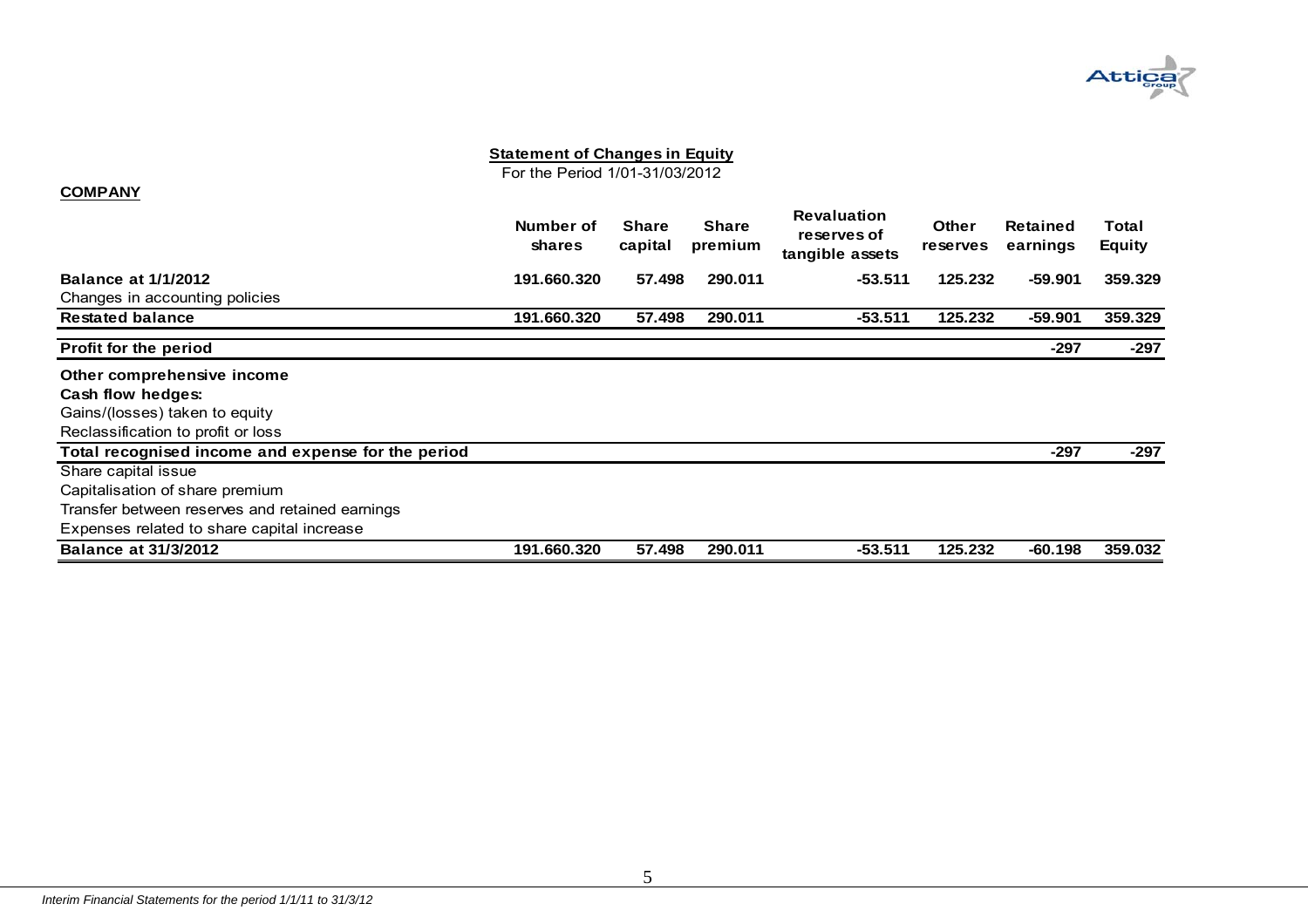## Statement of Changes in Equity

For the Period 1/01-31/03/2012

**COMPANY**

| | Number of shares | Share capital | Share premium | Revaluation reserves of tangible assets | Other reserves | Retained earnings | Total Equity |
|---|---|---|---|---|---|---|---|
| **Balance at 1/1/2012** | **191.660.320** | **57.498** | **290.011** | **-53.511** | **125.232** | **-59.901** | **359.329** |
| Changes in accounting policies | | | | | | | |
| **Restated balance** | **191.660.320** | **57.498** | **290.011** | **-53.511** | **125.232** | **-59.901** | **359.329** |
| **Profit for the period** | | | | | | **-297** | **-297** |
| **Other comprehensive income** | | | | | | | |
| **Cash flow hedges:** | | | | | | | |
| Gains/(losses) taken to equity | | | | | | | |
| Reclassification to profit or loss | | | | | | | |
| **Total recognised income and expense for the period** | | | | | | **-297** | **-297** |
| Share capital issue | | | | | | | |
| Capitalisation of share premium | | | | | | | |
| Transfer between reserves and retained earnings | | | | | | | |
| Expenses related to share capital increase | | | | | | | |
| **Balance at 31/3/2012** | **191.660.320** | **57.498** | **290.011** | **-53.511** | **125.232** | **-60.198** | **359.032** |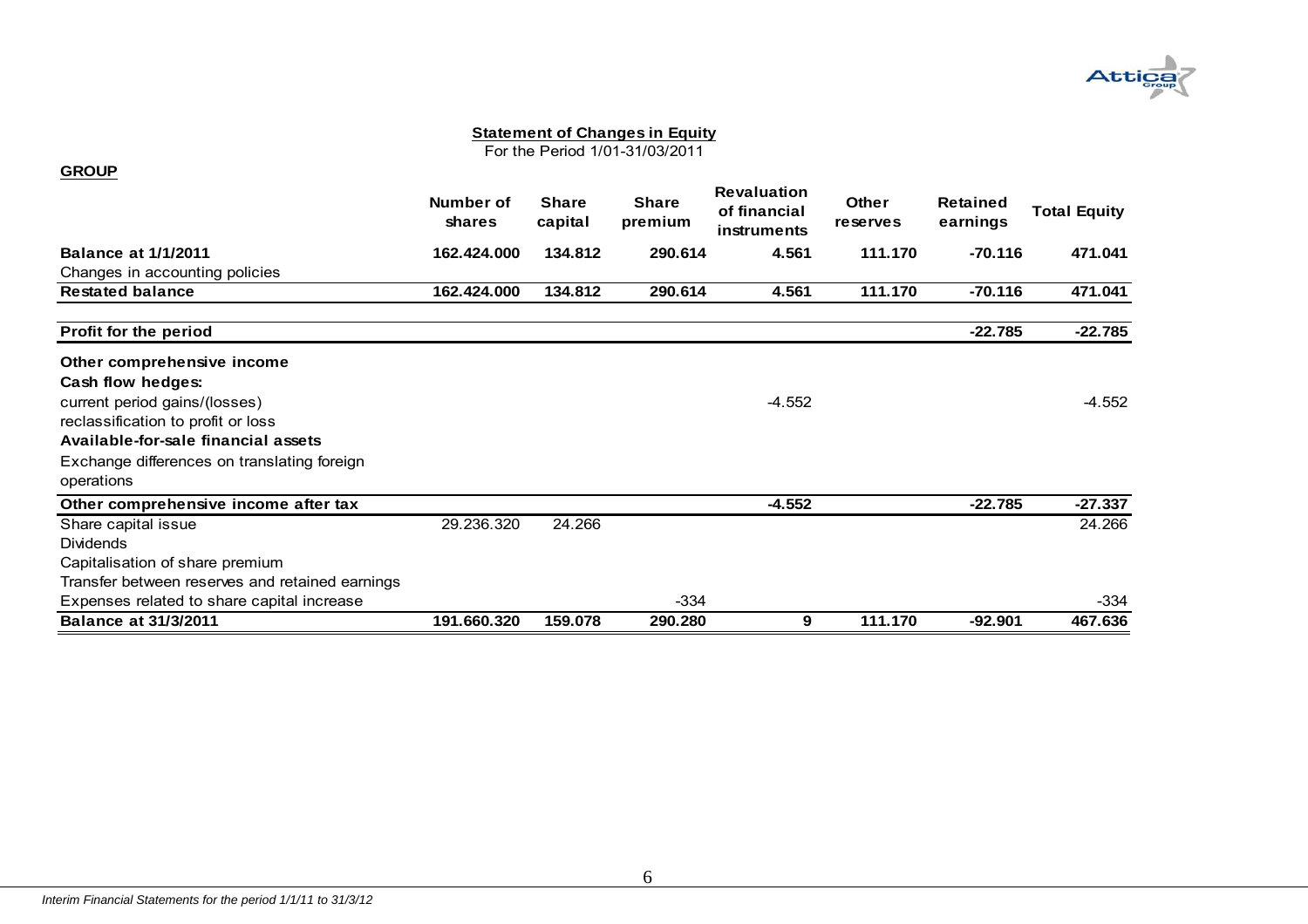**Statement of Changes in Equity**

For the Period 1/01-31/03/2011

**GROUP**

| | Number of shares | Share capital | Share premium | Revaluation of financial instruments | Other reserves | Retained earnings | Total Equity |
|---|---|---|---|---|---|---|---|
| **Balance at 1/1/2011** | **162.424.000** | **134.812** | **290.614** | **4.561** | **111.170** | **-70.116** | **471.041** |
| Changes in accounting policies | | | | | | | |
| **Restated balance** | **162.424.000** | **134.812** | **290.614** | **4.561** | **111.170** | **-70.116** | **471.041** |
| **Profit for the period** | | | | | | **-22.785** | **-22.785** |
| **Other comprehensive income** | | | | | | | |
| **Cash flow hedges:** | | | | | | | |
| current period gains/(losses) | | | | -4.552 | | | -4.552 |
| reclassification to profit or loss | | | | | | | |
| **Available-for-sale financial assets** | | | | | | | |
| Exchange differences on translating foreign operations | | | | | | | |
| **Other comprehensive income after tax** | | | | **-4.552** | | **-22.785** | **-27.337** |
| Share capital issue | 29.236.320 | 24.266 | | | | | 24.266 |
| Dividends | | | | | | | |
| Capitalisation of share premium | | | | | | | |
| Transfer between reserves and retained earnings | | | | | | | |
| Expenses related to share capital increase | | | -334 | | | | -334 |
| **Balance at 31/3/2011** | **191.660.320** | **159.078** | **290.280** | **9** | **111.170** | **-92.901** | **467.636** |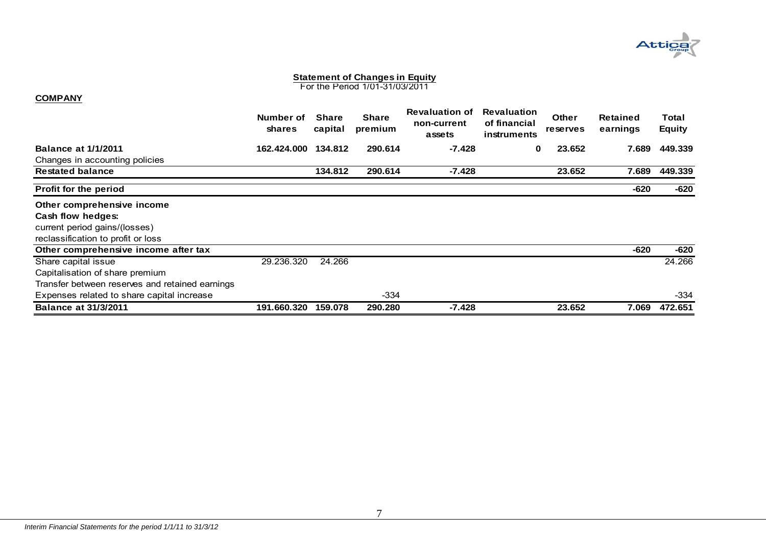## Statement of Changes in Equity

For the Period 1/01-31/03/2011

**COMPANY**

| | Number of shares | Share capital | Share premium | Revaluation of non-current assets | Revaluation of financial instruments | Other reserves | Retained earnings | Total Equity |
|---|---|---|---|---|---|---|---|---|
| **Balance at 1/1/2011** | **162.424.000** | **134.812** | **290.614** | **-7.428** | **0** | **23.652** | **7.689** | **449.339** |
| Changes in accounting policies | | | | | | | | |
| **Restated balance** | | **134.812** | **290.614** | **-7.428** | | **23.652** | **7.689** | **449.339** |
| **Profit for the period** | | | | | | | **-620** | **-620** |
| **Other comprehensive income** | | | | | | | | |
| **Cash flow hedges:** | | | | | | | | |
| current period gains/(losses) | | | | | | | | |
| reclassification to profit or loss | | | | | | | | |
| **Other comprehensive income after tax** | | | | | | | **-620** | **-620** |
| Share capital issue | 29.236.320 | 24.266 | | | | | | 24.266 |
| Capitalisation of share premium | | | | | | | | |
| Transfer between reserves and retained earnings | | | | | | | | |
| Expenses related to share capital increase | | | -334 | | | | | -334 |
| **Balance at 31/3/2011** | **191.660.320** | **159.078** | **290.280** | **-7.428** | | **23.652** | **7.069** | **472.651** |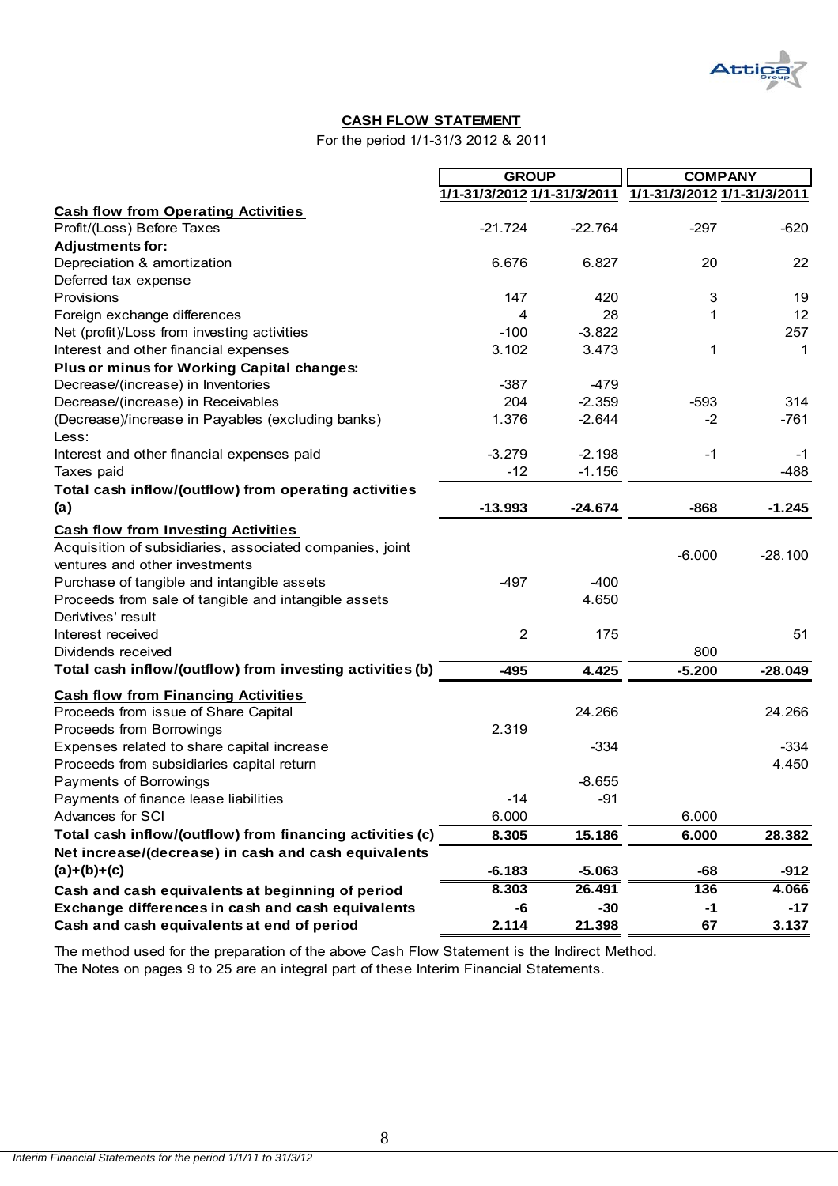## CASH FLOW STATEMENT

For the period 1/1-31/3 2012 & 2011

| | GROUP | | COMPANY | |
|---|---|---|---|---|
| | 1/1-31/3/2012 | 1/1-31/3/2011 | 1/1-31/3/2012 | 1/1-31/3/2011 |
| **Cash flow from Operating Activities** | | | | |
| Profit/(Loss) Before Taxes | -21.724 | -22.764 | -297 | -620 |
| **Adjustments for:** | | | | |
| Depreciation & amortization | 6.676 | 6.827 | 20 | 22 |
| Deferred tax expense | | | | |
| Provisions | 147 | 420 | 3 | 19 |
| Foreign exchange differences | 4 | 28 | 1 | 12 |
| Net (profit)/Loss from investing activities | -100 | -3.822 | | 257 |
| Interest and other financial expenses | 3.102 | 3.473 | 1 | 1 |
| **Plus or minus for Working Capital changes:** | | | | |
| Decrease/(increase) in Inventories | -387 | -479 | | |
| Decrease/(increase) in Receivables | 204 | -2.359 | -593 | 314 |
| (Decrease)/increase in Payables (excluding banks) | 1.376 | -2.644 | -2 | -761 |
| Less: | | | | |
| Interest and other financial expenses paid | -3.279 | -2.198 | -1 | -1 |
| Taxes paid | -12 | -1.156 | | -488 |
| **Total cash inflow/(outflow) from operating activities (a)** | **-13.993** | **-24.674** | **-868** | **-1.245** |
| **Cash flow from Investing Activities** | | | | |
| Acquisition of subsidiaries, associated companies, joint ventures and other investments | | | -6.000 | -28.100 |
| Purchase of tangible and intangible assets | -497 | -400 | | |
| Proceeds from sale of tangible and intangible assets | | 4.650 | | |
| Derivtives' result | | | | |
| Interest received | 2 | 175 | | 51 |
| Dividends received | | | 800 | |
| **Total cash inflow/(outflow) from investing activities (b)** | **-495** | **4.425** | **-5.200** | **-28.049** |
| **Cash flow from Financing Activities** | | | | |
| Proceeds from issue of Share Capital | | 24.266 | | 24.266 |
| Proceeds from Borrowings | 2.319 | | | |
| Expenses related to share capital increase | | -334 | | -334 |
| Proceeds from subsidiaries capital return | | | | 4.450 |
| Payments of Borrowings | | -8.655 | | |
| Payments of finance lease liabilities | -14 | -91 | | |
| Advances for SCI | 6.000 | | 6.000 | |
| **Total cash inflow/(outflow) from financing activities (c)** | **8.305** | **15.186** | **6.000** | **28.382** |
| **Net increase/(decrease) in cash and cash equivalents (a)+(b)+(c)** | **-6.183** | **-5.063** | **-68** | **-912** |
| **Cash and cash equivalents at beginning of period** | **8.303** | **26.491** | **136** | **4.066** |
| **Exchange differences in cash and cash equivalents** | **-6** | **-30** | **-1** | **-17** |
| **Cash and cash equivalents at end of period** | **2.114** | **21.398** | **67** | **3.137** |

The method used for the preparation of the above Cash Flow Statement is the Indirect Method.
The Notes on pages 9 to 25 are an integral part of these Interim Financial Statements.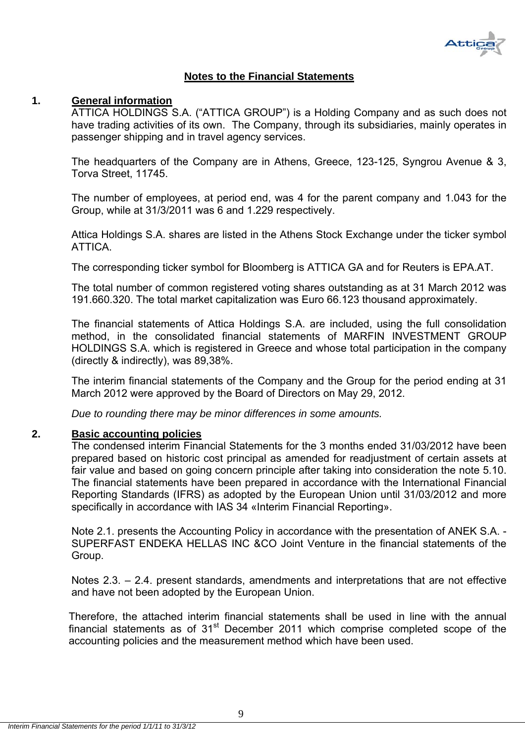## Notes to the Financial Statements

### 1. General information

ATTICA HOLDINGS S.A. ("ATTICA GROUP") is a Holding Company and as such does not have trading activities of its own. The Company, through its subsidiaries, mainly operates in passenger shipping and in travel agency services.

The headquarters of the Company are in Athens, Greece, 123-125, Syngrou Avenue & 3, Torva Street, 11745.

The number of employees, at period end, was 4 for the parent company and 1.043 for the Group, while at 31/3/2011 was 6 and 1.229 respectively.

Attica Holdings S.A. shares are listed in the Athens Stock Exchange under the ticker symbol ATTICA.

The corresponding ticker symbol for Bloomberg is ATTICA GA and for Reuters is EPA.AT.

The total number of common registered voting shares outstanding as at 31 March 2012 was 191.660.320. The total market capitalization was Euro 66.123 thousand approximately.

The financial statements of Attica Holdings S.A. are included, using the full consolidation method, in the consolidated financial statements of MARFIN INVESTMENT GROUP HOLDINGS S.A. which is registered in Greece and whose total participation in the company (directly & indirectly), was 89,38%.

The interim financial statements of the Company and the Group for the period ending at 31 March 2012 were approved by the Board of Directors on May 29, 2012.

*Due to rounding there may be minor differences in some amounts.*

### 2. Basic accounting policies

The condensed interim Financial Statements for the 3 months ended 31/03/2012 have been prepared based on historic cost principal as amended for readjustment of certain assets at fair value and based on going concern principle after taking into consideration the note 5.10. The financial statements have been prepared in accordance with the International Financial Reporting Standards (IFRS) as adopted by the European Union until 31/03/2012 and more specifically in accordance with IAS 34 «Interim Financial Reporting».

Note 2.1. presents the Accounting Policy in accordance with the presentation of ANEK S.A. - SUPERFAST ENDEKA HELLAS INC &CO Joint Venture in the financial statements of the Group.

Notes 2.3. – 2.4. present standards, amendments and interpretations that are not effective and have not been adopted by the European Union.

Therefore, the attached interim financial statements shall be used in line with the annual financial statements as of 31st December 2011 which comprise completed scope of the accounting policies and the measurement method which have been used.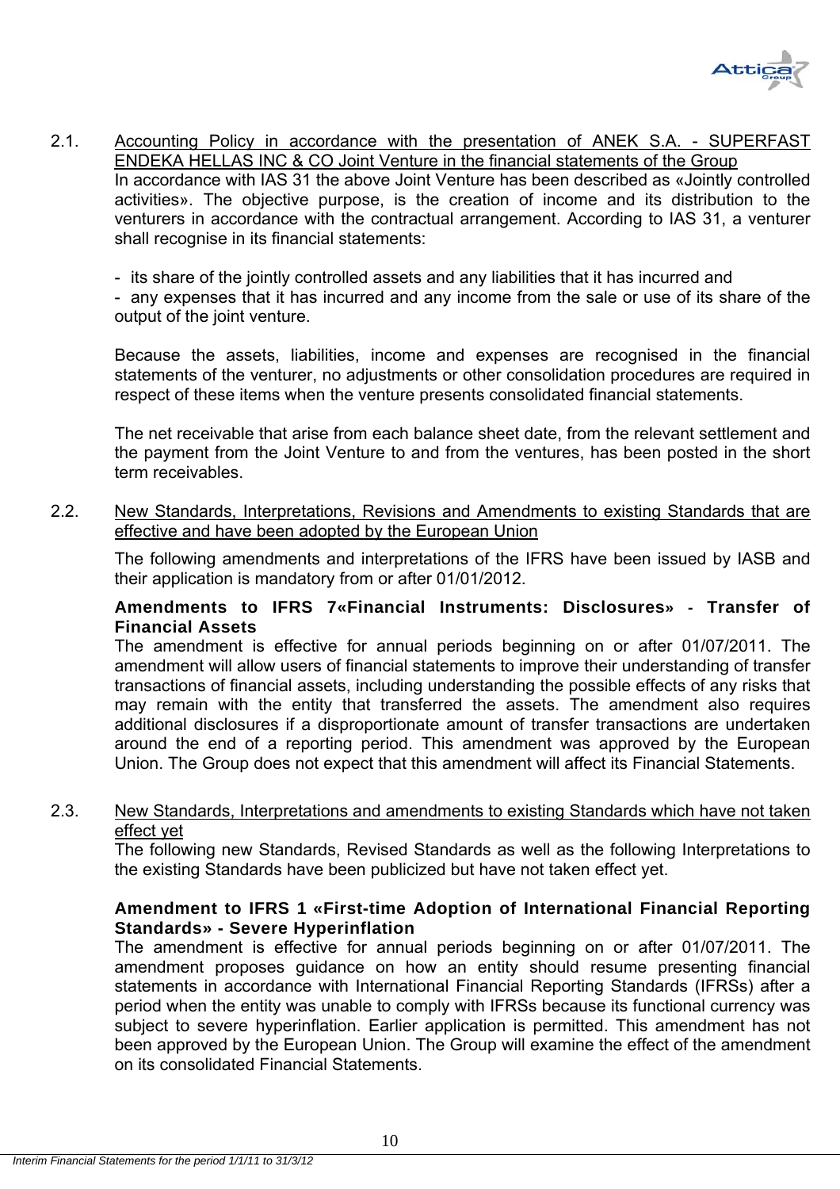2.1. <u>Accounting Policy in accordance with the presentation of ANEK S.A. - SUPERFAST ENDEKA HELLAS INC & CO Joint Venture in the financial statements of the Group</u>

In accordance with IAS 31 the above Joint Venture has been described as «Jointly controlled activities». The objective purpose, is the creation of income and its distribution to the venturers in accordance with the contractual arrangement. According to IAS 31, a venturer shall recognise in its financial statements:

- its share of the jointly controlled assets and any liabilities that it has incurred and
- any expenses that it has incurred and any income from the sale or use of its share of the output of the joint venture.

Because the assets, liabilities, income and expenses are recognised in the financial statements of the venturer, no adjustments or other consolidation procedures are required in respect of these items when the venture presents consolidated financial statements.

The net receivable that arise from each balance sheet date, from the relevant settlement and the payment from the Joint Venture to and from the ventures, has been posted in the short term receivables.

2.2. <u>New Standards, Interpretations, Revisions and Amendments to existing Standards that are effective and have been adopted by the European Union</u>

The following amendments and interpretations of the IFRS have been issued by IASB and their application is mandatory from or after 01/01/2012.

**Amendments to IFRS 7«Financial Instruments: Disclosures» - Transfer of Financial Assets**

The amendment is effective for annual periods beginning on or after 01/07/2011. The amendment will allow users of financial statements to improve their understanding of transfer transactions of financial assets, including understanding the possible effects of any risks that may remain with the entity that transferred the assets. The amendment also requires additional disclosures if a disproportionate amount of transfer transactions are undertaken around the end of a reporting period. This amendment was approved by the European Union. The Group does not expect that this amendment will affect its Financial Statements.

2.3. <u>New Standards, Interpretations and amendments to existing Standards which have not taken effect yet</u>

The following new Standards, Revised Standards as well as the following Interpretations to the existing Standards have been publicized but have not taken effect yet.

**Amendment to IFRS 1 «First-time Adoption of International Financial Reporting Standards» - Severe Hyperinflation**

The amendment is effective for annual periods beginning on or after 01/07/2011. The amendment proposes guidance on how an entity should resume presenting financial statements in accordance with International Financial Reporting Standards (IFRSs) after a period when the entity was unable to comply with IFRSs because its functional currency was subject to severe hyperinflation. Earlier application is permitted. This amendment has not been approved by the European Union. The Group will examine the effect of the amendment on its consolidated Financial Statements.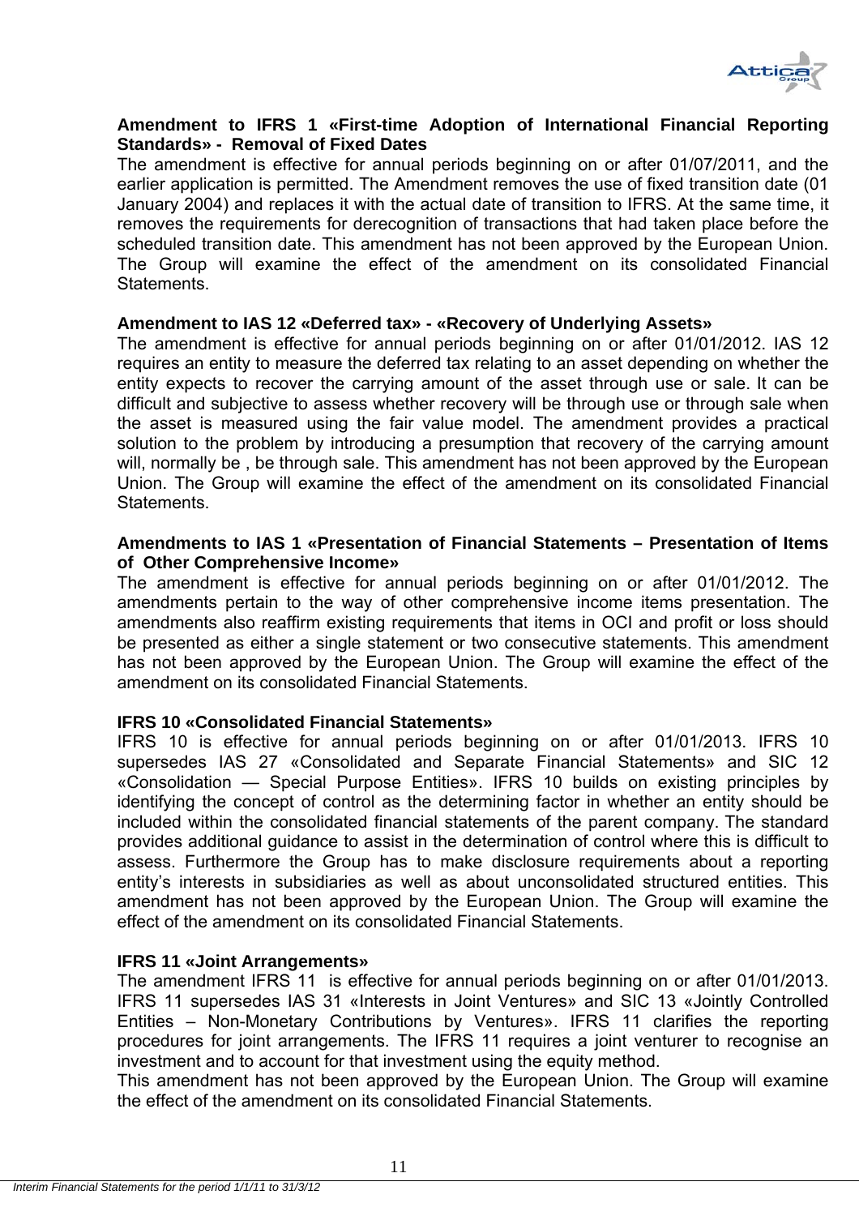**Amendment to IFRS 1 «First-time Adoption of International Financial Reporting Standards» - Removal of Fixed Dates**

The amendment is effective for annual periods beginning on or after 01/07/2011, and the earlier application is permitted. The Amendment removes the use of fixed transition date (01 January 2004) and replaces it with the actual date of transition to IFRS. At the same time, it removes the requirements for derecognition of transactions that had taken place before the scheduled transition date. This amendment has not been approved by the European Union. The Group will examine the effect of the amendment on its consolidated Financial Statements.

**Amendment to IAS 12 «Deferred tax» - «Recovery of Underlying Assets»**

The amendment is effective for annual periods beginning on or after 01/01/2012. IAS 12 requires an entity to measure the deferred tax relating to an asset depending on whether the entity expects to recover the carrying amount of the asset through use or sale. It can be difficult and subjective to assess whether recovery will be through use or through sale when the asset is measured using the fair value model. The amendment provides a practical solution to the problem by introducing a presumption that recovery of the carrying amount will, normally be , be through sale. This amendment has not been approved by the European Union. The Group will examine the effect of the amendment on its consolidated Financial Statements.

**Amendments to IAS 1 «Presentation of Financial Statements – Presentation of Items of Other Comprehensive Income»**

The amendment is effective for annual periods beginning on or after 01/01/2012. The amendments pertain to the way of other comprehensive income items presentation. The amendments also reaffirm existing requirements that items in OCI and profit or loss should be presented as either a single statement or two consecutive statements. This amendment has not been approved by the European Union. The Group will examine the effect of the amendment on its consolidated Financial Statements.

**IFRS 10 «Consolidated Financial Statements»**

IFRS 10 is effective for annual periods beginning on or after 01/01/2013. IFRS 10 supersedes IAS 27 «Consolidated and Separate Financial Statements» and SIC 12 «Consolidation — Special Purpose Entities». IFRS 10 builds on existing principles by identifying the concept of control as the determining factor in whether an entity should be included within the consolidated financial statements of the parent company. The standard provides additional guidance to assist in the determination of control where this is difficult to assess. Furthermore the Group has to make disclosure requirements about a reporting entity's interests in subsidiaries as well as about unconsolidated structured entities. This amendment has not been approved by the European Union. The Group will examine the effect of the amendment on its consolidated Financial Statements.

**IFRS 11 «Joint Arrangements»**

The amendment IFRS 11 is effective for annual periods beginning on or after 01/01/2013. IFRS 11 supersedes IAS 31 «Interests in Joint Ventures» and SIC 13 «Jointly Controlled Entities – Non-Monetary Contributions by Ventures». IFRS 11 clarifies the reporting procedures for joint arrangements. The IFRS 11 requires a joint venturer to recognise an investment and to account for that investment using the equity method.

This amendment has not been approved by the European Union. The Group will examine the effect of the amendment on its consolidated Financial Statements.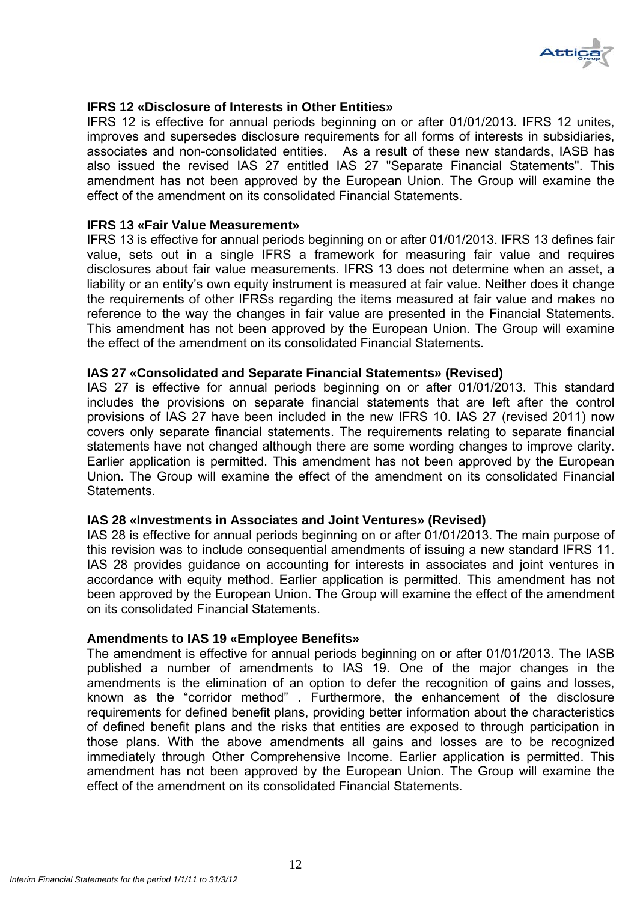**IFRS 12 «Disclosure of Interests in Other Entities»**

IFRS 12 is effective for annual periods beginning on or after 01/01/2013. IFRS 12 unites, improves and supersedes disclosure requirements for all forms of interests in subsidiaries, associates and non-consolidated entities. As a result of these new standards, IASB has also issued the revised IAS 27 entitled IAS 27 "Separate Financial Statements". This amendment has not been approved by the European Union. The Group will examine the effect of the amendment on its consolidated Financial Statements.

**IFRS 13 «Fair Value Measurement»**

IFRS 13 is effective for annual periods beginning on or after 01/01/2013. IFRS 13 defines fair value, sets out in a single IFRS a framework for measuring fair value and requires disclosures about fair value measurements. IFRS 13 does not determine when an asset, a liability or an entity's own equity instrument is measured at fair value. Neither does it change the requirements of other IFRSs regarding the items measured at fair value and makes no reference to the way the changes in fair value are presented in the Financial Statements. This amendment has not been approved by the European Union. The Group will examine the effect of the amendment on its consolidated Financial Statements.

**IAS 27 «Consolidated and Separate Financial Statements» (Revised)**

IAS 27 is effective for annual periods beginning on or after 01/01/2013. This standard includes the provisions on separate financial statements that are left after the control provisions of IAS 27 have been included in the new IFRS 10. IAS 27 (revised 2011) now covers only separate financial statements. The requirements relating to separate financial statements have not changed although there are some wording changes to improve clarity. Earlier application is permitted. This amendment has not been approved by the European Union. The Group will examine the effect of the amendment on its consolidated Financial Statements.

**IAS 28 «Investments in Associates and Joint Ventures» (Revised)**

IAS 28 is effective for annual periods beginning on or after 01/01/2013. The main purpose of this revision was to include consequential amendments of issuing a new standard IFRS 11. IAS 28 provides guidance on accounting for interests in associates and joint ventures in accordance with equity method. Earlier application is permitted. This amendment has not been approved by the European Union. The Group will examine the effect of the amendment on its consolidated Financial Statements.

**Amendments to IAS 19 «Employee Benefits»**

The amendment is effective for annual periods beginning on or after 01/01/2013. The IASB published a number of amendments to IAS 19. One of the major changes in the amendments is the elimination of an option to defer the recognition of gains and losses, known as the "corridor method" . Furthermore, the enhancement of the disclosure requirements for defined benefit plans, providing better information about the characteristics of defined benefit plans and the risks that entities are exposed to through participation in those plans. With the above amendments all gains and losses are to be recognized immediately through Other Comprehensive Income. Earlier application is permitted. This amendment has not been approved by the European Union. The Group will examine the effect of the amendment on its consolidated Financial Statements.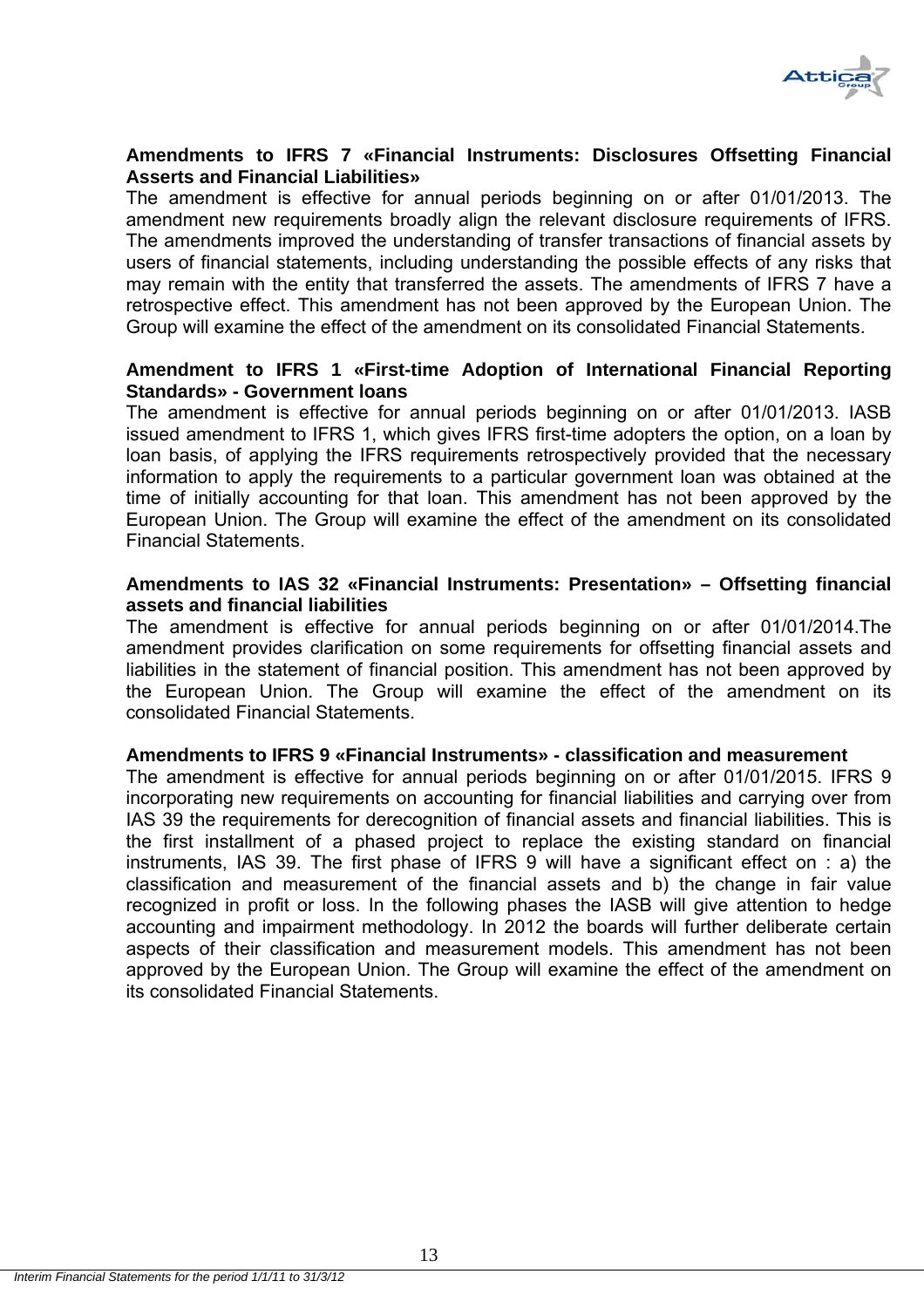**Amendments to IFRS 7 «Financial Instruments: Disclosures Offsetting Financial Asserts and Financial Liabilities»**

The amendment is effective for annual periods beginning on or after 01/01/2013. The amendment new requirements broadly align the relevant disclosure requirements of IFRS. The amendments improved the understanding of transfer transactions of financial assets by users of financial statements, including understanding the possible effects of any risks that may remain with the entity that transferred the assets. The amendments of IFRS 7 have a retrospective effect. This amendment has not been approved by the European Union. The Group will examine the effect of the amendment on its consolidated Financial Statements.

**Amendment to IFRS 1 «First-time Adoption of International Financial Reporting Standards» - Government loans**

The amendment is effective for annual periods beginning on or after 01/01/2013. IASB issued amendment to IFRS 1, which gives IFRS first-time adopters the option, on a loan by loan basis, of applying the IFRS requirements retrospectively provided that the necessary information to apply the requirements to a particular government loan was obtained at the time of initially accounting for that loan. This amendment has not been approved by the European Union. The Group will examine the effect of the amendment on its consolidated Financial Statements.

**Amendments to IAS 32 «Financial Instruments: Presentation» – Offsetting financial assets and financial liabilities**

The amendment is effective for annual periods beginning on or after 01/01/2014.The amendment provides clarification on some requirements for offsetting financial assets and liabilities in the statement of financial position. This amendment has not been approved by the European Union. The Group will examine the effect of the amendment on its consolidated Financial Statements.

**Amendments to IFRS 9 «Financial Instruments» - classification and measurement**

The amendment is effective for annual periods beginning on or after 01/01/2015. IFRS 9 incorporating new requirements on accounting for financial liabilities and carrying over from IAS 39 the requirements for derecognition of financial assets and financial liabilities. This is the first installment of a phased project to replace the existing standard on financial instruments, IAS 39. The first phase of IFRS 9 will have a significant effect on : a) the classification and measurement of the financial assets and b) the change in fair value recognized in profit or loss. In the following phases the IASB will give attention to hedge accounting and impairment methodology. In 2012 the boards will further deliberate certain aspects of their classification and measurement models. This amendment has not been approved by the European Union. The Group will examine the effect of the amendment on its consolidated Financial Statements.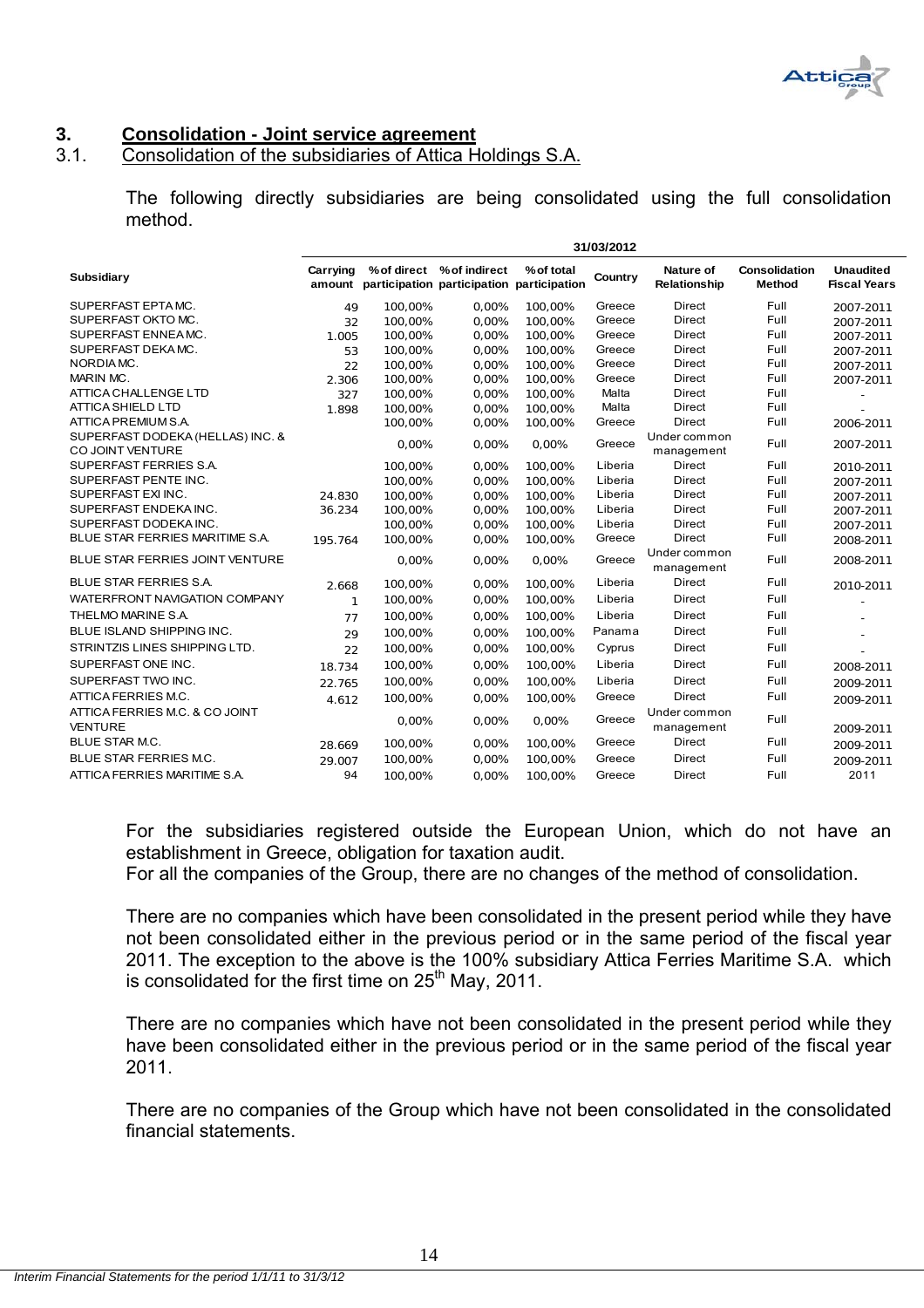## 3. Consolidation - Joint service agreement

### 3.1. Consolidation of the subsidiaries of Attica Holdings S.A.

The following directly subsidiaries are being consolidated using the full consolidation method.

| | 31/03/2012 | | | | | | | |
|---|---|---|---|---|---|---|---|---|
| **Subsidiary** | **Carrying amount** | **% of direct participation** | **% of indirect participation** | **% of total participation** | **Country** | **Nature of Relationship** | **Consolidation Method** | **Unaudited Fiscal Years** |
| SUPERFAST EPTA MC. | 49 | 100,00% | 0,00% | 100,00% | Greece | Direct | Full | 2007-2011 |
| SUPERFAST OKTO MC. | 32 | 100,00% | 0,00% | 100,00% | Greece | Direct | Full | 2007-2011 |
| SUPERFAST ENNEA MC. | 1.005 | 100,00% | 0,00% | 100,00% | Greece | Direct | Full | 2007-2011 |
| SUPERFAST DEKA MC. | 53 | 100,00% | 0,00% | 100,00% | Greece | Direct | Full | 2007-2011 |
| NORDIA MC. | 22 | 100,00% | 0,00% | 100,00% | Greece | Direct | Full | 2007-2011 |
| MARIN MC. | 2.306 | 100,00% | 0,00% | 100,00% | Greece | Direct | Full | 2007-2011 |
| ATTICA CHALLENGE LTD | 327 | 100,00% | 0,00% | 100,00% | Malta | Direct | Full | - |
| ATTICA SHIELD LTD | 1.898 | 100,00% | 0,00% | 100,00% | Malta | Direct | Full | - |
| ATTICA PREMIUM S.A. | | 100,00% | 0,00% | 100,00% | Greece | Direct | Full | 2006-2011 |
| SUPERFAST DODEKA (HELLAS) INC. & CO JOINT VENTURE | | 0,00% | 0,00% | 0,00% | Greece | Under common management | Full | 2007-2011 |
| SUPERFAST FERRIES S.A. | | 100,00% | 0,00% | 100,00% | Liberia | Direct | Full | 2010-2011 |
| SUPERFAST PENTE INC. | | 100,00% | 0,00% | 100,00% | Liberia | Direct | Full | 2007-2011 |
| SUPERFAST EXI INC. | 24.830 | 100,00% | 0,00% | 100,00% | Liberia | Direct | Full | 2007-2011 |
| SUPERFAST ENDEKA INC. | 36.234 | 100,00% | 0,00% | 100,00% | Liberia | Direct | Full | 2007-2011 |
| SUPERFAST DODEKA INC. | | 100,00% | 0,00% | 100,00% | Liberia | Direct | Full | 2007-2011 |
| BLUE STAR FERRIES MARITIME S.A. | 195.764 | 100,00% | 0,00% | 100,00% | Greece | Direct | Full | 2008-2011 |
| BLUE STAR FERRIES JOINT VENTURE | | 0,00% | 0,00% | 0,00% | Greece | Under common management | Full | 2008-2011 |
| BLUE STAR FERRIES S.A. | 2.668 | 100,00% | 0,00% | 100,00% | Liberia | Direct | Full | 2010-2011 |
| WATERFRONT NAVIGATION COMPANY | 1 | 100,00% | 0,00% | 100,00% | Liberia | Direct | Full | - |
| THELMO MARINE S.A. | 77 | 100,00% | 0,00% | 100,00% | Liberia | Direct | Full | - |
| BLUE ISLAND SHIPPING INC. | 29 | 100,00% | 0,00% | 100,00% | Panama | Direct | Full | - |
| STRINTZIS LINES SHIPPING LTD. | 22 | 100,00% | 0,00% | 100,00% | Cyprus | Direct | Full | - |
| SUPERFAST ONE INC. | 18.734 | 100,00% | 0,00% | 100,00% | Liberia | Direct | Full | 2008-2011 |
| SUPERFAST TWO INC. | 22.765 | 100,00% | 0,00% | 100,00% | Liberia | Direct | Full | 2009-2011 |
| ATTICA FERRIES M.C. | 4.612 | 100,00% | 0,00% | 100,00% | Greece | Direct | Full | 2009-2011 |
| ATTICA FERRIES M.C. & CO JOINT VENTURE | | 0,00% | 0,00% | 0,00% | Greece | Under common management | Full | 2009-2011 |
| BLUE STAR M.C. | 28.669 | 100,00% | 0,00% | 100,00% | Greece | Direct | Full | 2009-2011 |
| BLUE STAR FERRIES M.C. | 29.007 | 100,00% | 0,00% | 100,00% | Greece | Direct | Full | 2009-2011 |
| ATTICA FERRIES MARITIME S.A. | 94 | 100,00% | 0,00% | 100,00% | Greece | Direct | Full | 2011 |

For the subsidiaries registered outside the European Union, which do not have an establishment in Greece, obligation for taxation audit.
For all the companies of the Group, there are no changes of the method of consolidation.

There are no companies which have been consolidated in the present period while they have not been consolidated either in the previous period or in the same period of the fiscal year 2011. The exception to the above is the 100% subsidiary Attica Ferries Maritime S.A. which is consolidated for the first time on 25th May, 2011.

There are no companies which have not been consolidated in the present period while they have been consolidated either in the previous period or in the same period of the fiscal year 2011.

There are no companies of the Group which have not been consolidated in the consolidated financial statements.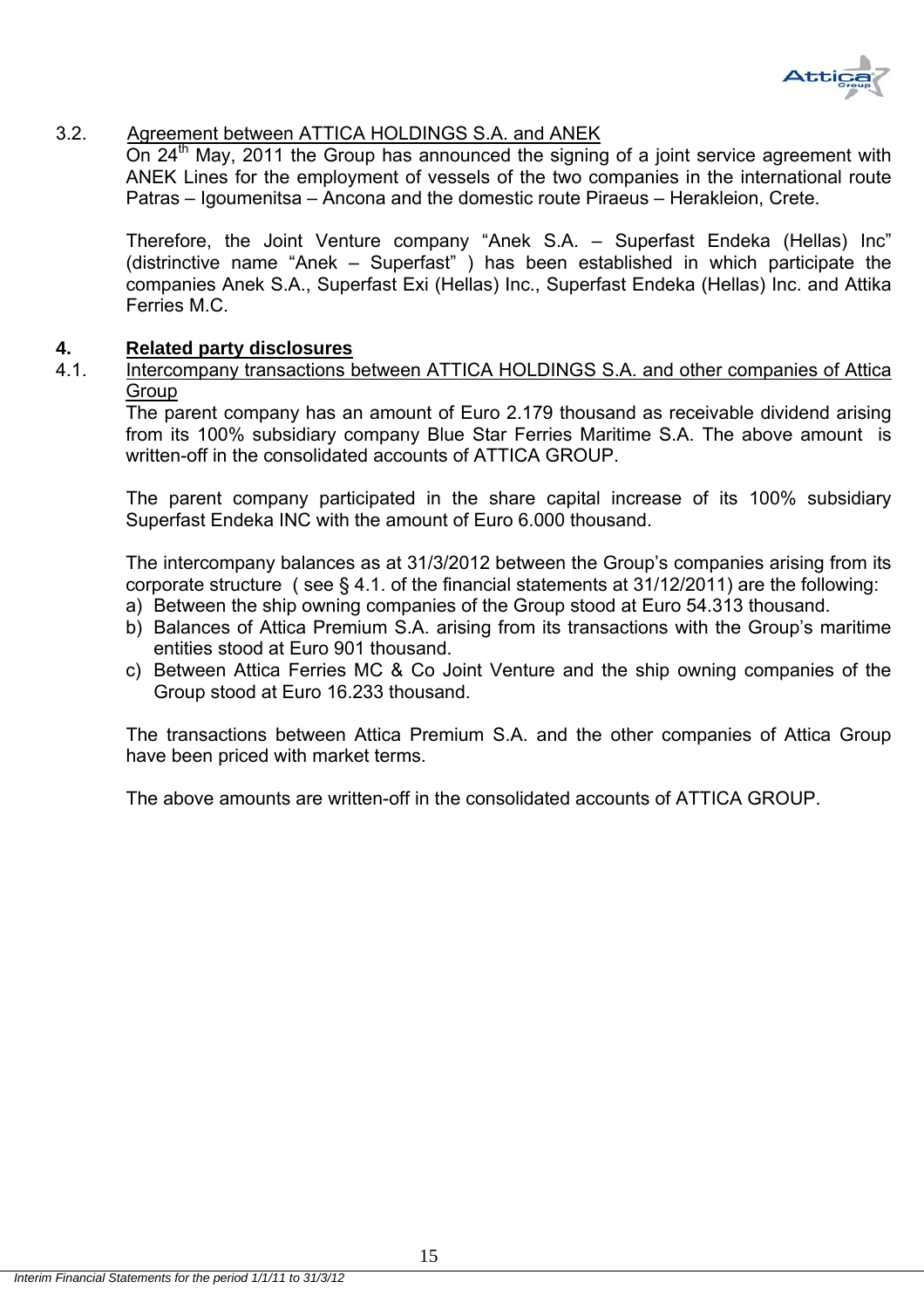3.2. Agreement between ATTICA HOLDINGS S.A. and ANEK

On 24th May, 2011 the Group has announced the signing of a joint service agreement with ANEK Lines for the employment of vessels of the two companies in the international route Patras – Igoumenitsa – Ancona and the domestic route Piraeus – Herakleion, Crete.

Therefore, the Joint Venture company "Anek S.A. – Superfast Endeka (Hellas) Inc" (distrinctive name "Anek – Superfast" ) has been established in which participate the companies Anek S.A., Superfast Exi (Hellas) Inc., Superfast Endeka (Hellas) Inc. and Attika Ferries M.C.

## 4. Related party disclosures

4.1. Intercompany transactions between ATTICA HOLDINGS S.A. and other companies of Attica Group

The parent company has an amount of Euro 2.179 thousand as receivable dividend arising from its 100% subsidiary company Blue Star Ferries Maritime S.A. The above amount is written-off in the consolidated accounts of ATTICA GROUP.

The parent company participated in the share capital increase of its 100% subsidiary Superfast Endeka INC with the amount of Euro 6.000 thousand.

The intercompany balances as at 31/3/2012 between the Group's companies arising from its corporate structure ( see § 4.1. of the financial statements at 31/12/2011) are the following:

a) Between the ship owning companies of the Group stood at Euro 54.313 thousand.
b) Balances of Attica Premium S.A. arising from its transactions with the Group's maritime entities stood at Euro 901 thousand.
c) Between Attica Ferries MC & Co Joint Venture and the ship owning companies of the Group stood at Euro 16.233 thousand.

The transactions between Attica Premium S.A. and the other companies of Attica Group have been priced with market terms.

The above amounts are written-off in the consolidated accounts of ATTICA GROUP.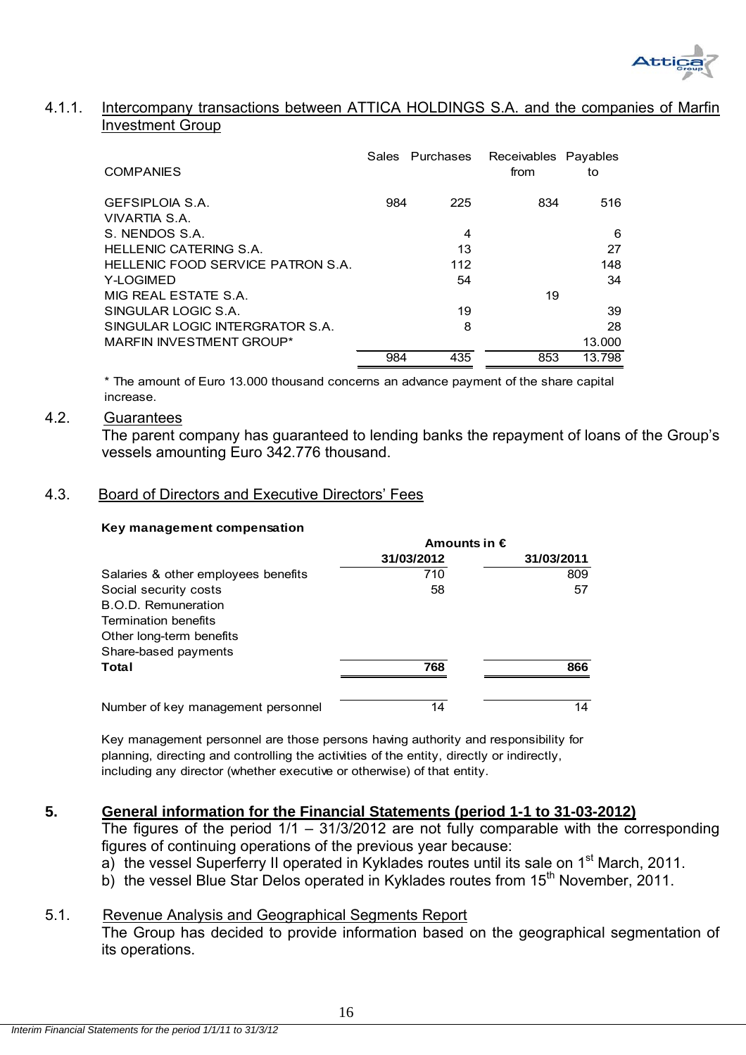#### 4.1.1. Intercompany transactions between ATTICA HOLDINGS S.A. and the companies of Marfin Investment Group

| COMPANIES | Sales | Purchases | Receivables from | Payables to |
|---|---|---|---|---|
| GEFSIPLOIA S.A. | 984 | 225 | 834 | 516 |
| VIVARTIA S.A. | | | | |
| S. NENDOS S.A. | | 4 | | 6 |
| HELLENIC CATERING S.A. | | 13 | | 27 |
| HELLENIC FOOD SERVICE PATRON S.A. | | 112 | | 148 |
| Y-LOGIMED | | 54 | | 34 |
| MIG REAL ESTATE S.A. | | | 19 | |
| SINGULAR LOGIC S.A. | | 19 | | 39 |
| SINGULAR LOGIC INTERGRATOR S.A. | | 8 | | 28 |
| MARFIN INVESTMENT GROUP* | | | | 13.000 |
| | 984 | 435 | 853 | 13.798 |

* The amount of Euro 13.000 thousand concerns an advance payment of the share capital increase.

### 4.2. Guarantees

The parent company has guaranteed to lending banks the repayment of loans of the Group's vessels amounting Euro 342.776 thousand.

### 4.3. Board of Directors and Executive Directors' Fees

**Key management compensation**

| | Amounts in € | |
|---|---|---|
| | **31/03/2012** | **31/03/2011** |
| Salaries & other employees benefits | 710 | 809 |
| Social security costs | 58 | 57 |
| B.O.D. Remuneration | | |
| Termination benefits | | |
| Other long-term benefits | | |
| Share-based payments | | |
| **Total** | **768** | **866** |
| | | |
| Number of key management personnel | 14 | 14 |

Key management personnel are those persons having authority and responsibility for planning, directing and controlling the activities of the entity, directly or indirectly, including any director (whether executive or otherwise) of that entity.

## 5. General information for the Financial Statements (period 1-1 to 31-03-2012)

The figures of the period 1/1 – 31/3/2012 are not fully comparable with the corresponding figures of continuing operations of the previous year because:

a) the vessel Superferry II operated in Kyklades routes until its sale on 1st March, 2011.

b) the vessel Blue Star Delos operated in Kyklades routes from 15th November, 2011.

### 5.1. Revenue Analysis and Geographical Segments Report

The Group has decided to provide information based on the geographical segmentation of its operations.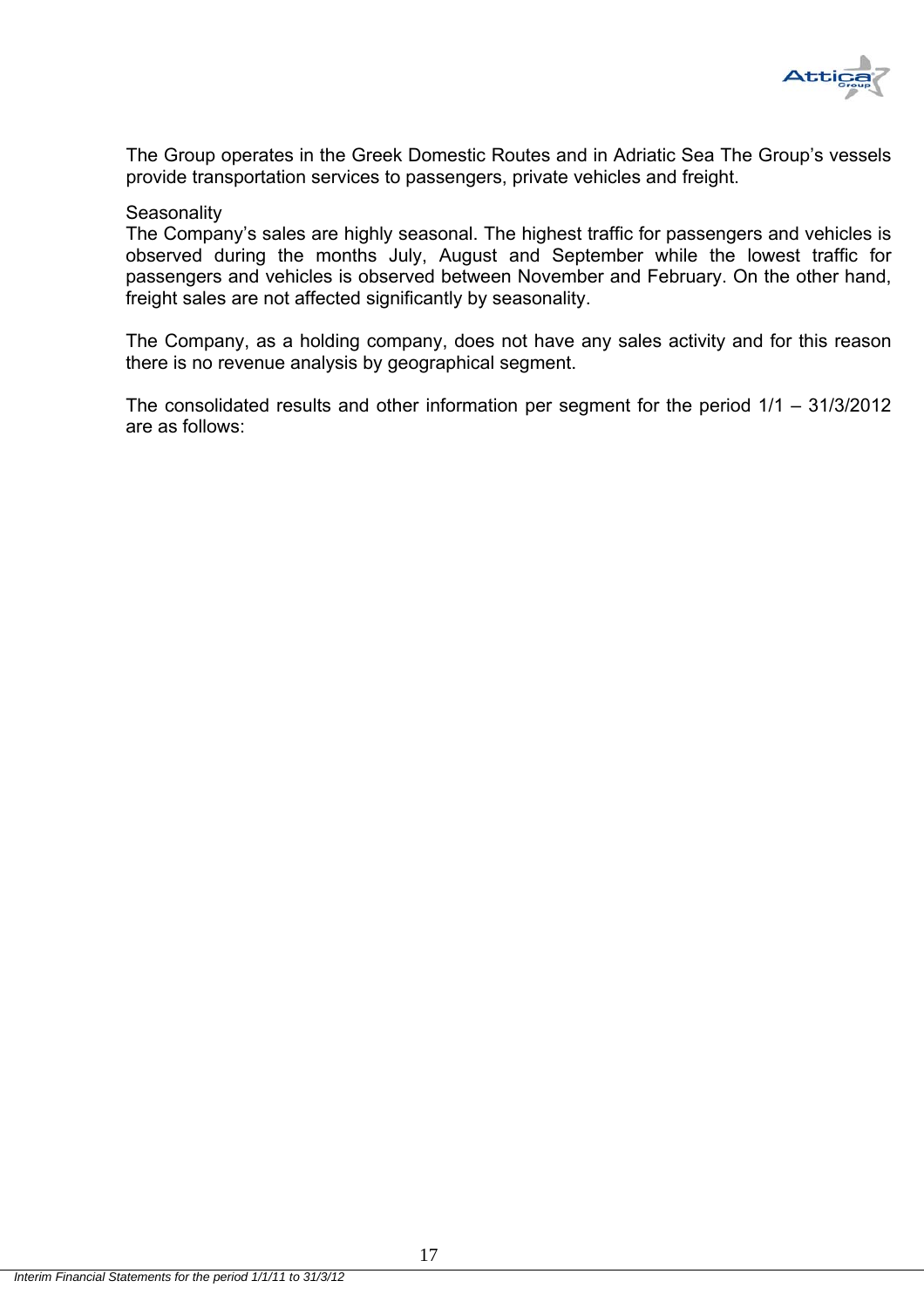The Group operates in the Greek Domestic Routes and in Adriatic Sea The Group's vessels provide transportation services to passengers, private vehicles and freight.

Seasonality

The Company's sales are highly seasonal. The highest traffic for passengers and vehicles is observed during the months July, August and September while the lowest traffic for passengers and vehicles is observed between November and February. On the other hand, freight sales are not affected significantly by seasonality.

The Company, as a holding company, does not have any sales activity and for this reason there is no revenue analysis by geographical segment.

The consolidated results and other information per segment for the period 1/1 – 31/3/2012 are as follows: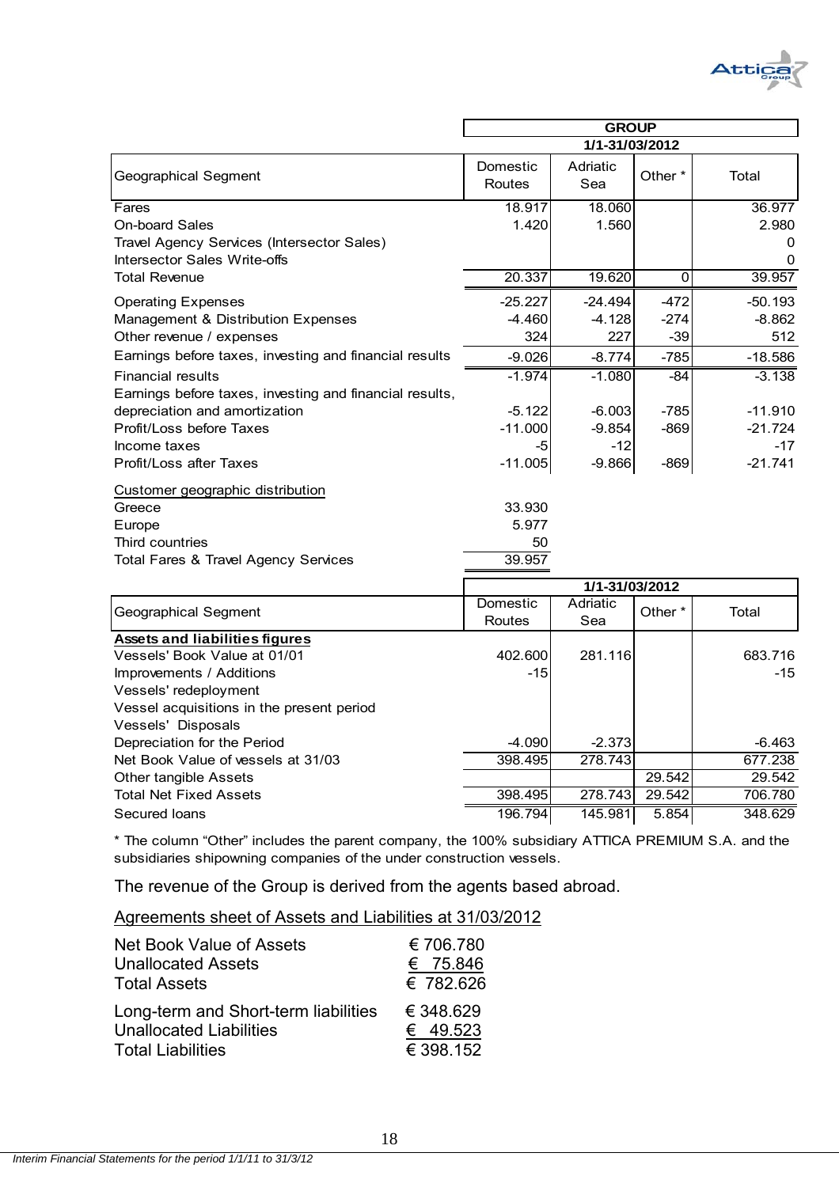| Geographical Segment | GROUP 1/1-31/03/2012 | | | |
|---|---|---|---|---|
| | Domestic Routes | Adriatic Sea | Other * | Total |
| Fares | 18.917 | 18.060 | | 36.977 |
| On-board Sales | 1.420 | 1.560 | | 2.980 |
| Travel Agency Services (Intersector Sales) | | | | 0 |
| Intersector Sales Write-offs | | | | 0 |
| Total Revenue | 20.337 | 19.620 | 0 | 39.957 |
| Operating Expenses | -25.227 | -24.494 | -472 | -50.193 |
| Management & Distribution Expenses | -4.460 | -4.128 | -274 | -8.862 |
| Other revenue / expenses | 324 | 227 | -39 | 512 |
| Earnings before taxes, investing and financial results | -9.026 | -8.774 | -785 | -18.586 |
| Financial results | -1.974 | -1.080 | -84 | -3.138 |
| Earnings before taxes, investing and financial results, depreciation and amortization | -5.122 | -6.003 | -785 | -11.910 |
| Profit/Loss before Taxes | -11.000 | -9.854 | -869 | -21.724 |
| Income taxes | -5 | -12 | | -17 |
| Profit/Loss after Taxes | -11.005 | -9.866 | -869 | -21.741 |

| Customer geographic distribution | |
|---|---|
| Greece | 33.930 |
| Europe | 5.977 |
| Third countries | 50 |
| Total Fares & Travel Agency Services | 39.957 |

| Geographical Segment | 1/1-31/03/2012 | | | |
|---|---|---|---|---|
| | Domestic Routes | Adriatic Sea | Other * | Total |
| **Assets and liabilities figures** | | | | |
| Vessels' Book Value at 01/01 | 402.600 | 281.116 | | 683.716 |
| Improvements / Additions | -15 | | | -15 |
| Vessels' redeployment | | | | |
| Vessel acquisitions in the present period | | | | |
| Vessels' Disposals | | | | |
| Depreciation for the Period | -4.090 | -2.373 | | -6.463 |
| Net Book Value of vessels at 31/03 | 398.495 | 278.743 | | 677.238 |
| Other tangible Assets | | | 29.542 | 29.542 |
| Total Net Fixed Assets | 398.495 | 278.743 | 29.542 | 706.780 |
| Secured loans | 196.794 | 145.981 | 5.854 | 348.629 |

* The column “Other” includes the parent company, the 100% subsidiary ATTICA PREMIUM S.A. and the subsidiaries shipowning companies of the under construction vessels.

The revenue of the Group is derived from the agents based abroad.

Agreements sheet of Assets and Liabilities at 31/03/2012

| | |
|---|---|
| Net Book Value of Assets | € 706.780 |
| Unallocated Assets | € 75.846 |
| Total Assets | € 782.626 |
| Long-term and Short-term liabilities | € 348.629 |
| Unallocated Liabilities | € 49.523 |
| Total Liabilities | € 398.152 |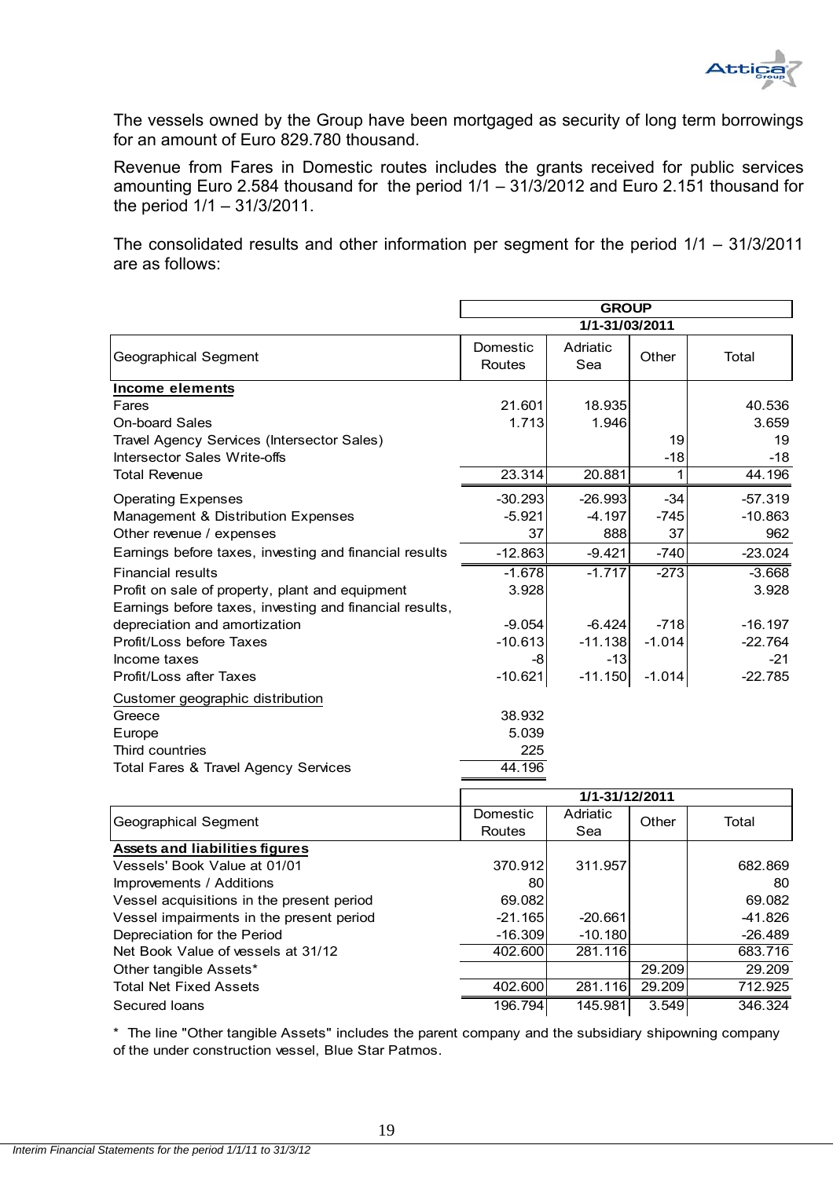The vessels owned by the Group have been mortgaged as security of long term borrowings for an amount of Euro 829.780 thousand.

Revenue from Fares in Domestic routes includes the grants received for public services amounting Euro 2.584 thousand for the period 1/1 – 31/3/2012 and Euro 2.151 thousand for the period 1/1 – 31/3/2011.

The consolidated results and other information per segment for the period 1/1 – 31/3/2011 are as follows:

| | GROUP | | | |
|---|---|---|---|---|
| | 1/1-31/03/2011 | | | |
| Geographical Segment | Domestic Routes | Adriatic Sea | Other | Total |
| **Income elements** | | | | |
| Fares | 21.601 | 18.935 | | 40.536 |
| On-board Sales | 1.713 | 1.946 | | 3.659 |
| Travel Agency Services (Intersector Sales) | | | 19 | 19 |
| Intersector Sales Write-offs | | | -18 | -18 |
| Total Revenue | 23.314 | 20.881 | 1 | 44.196 |
| Operating Expenses | -30.293 | -26.993 | -34 | -57.319 |
| Management & Distribution Expenses | -5.921 | -4.197 | -745 | -10.863 |
| Other revenue / expenses | 37 | 888 | 37 | 962 |
| Earnings before taxes, investing and financial results | -12.863 | -9.421 | -740 | -23.024 |
| Financial results | -1.678 | -1.717 | -273 | -3.668 |
| Profit on sale of property, plant and equipment | 3.928 | | | 3.928 |
| Earnings before taxes, investing and financial results, depreciation and amortization | -9.054 | -6.424 | -718 | -16.197 |
| Profit/Loss before Taxes | -10.613 | -11.138 | -1.014 | -22.764 |
| Income taxes | -8 | -13 | | -21 |
| Profit/Loss after Taxes | -10.621 | -11.150 | -1.014 | -22.785 |
| Customer geographic distribution | | | | |
| Greece | 38.932 | | | |
| Europe | 5.039 | | | |
| Third countries | 225 | | | |
| Total Fares & Travel Agency Services | 44.196 | | | |

| | 1/1-31/12/2011 | | | |
|---|---|---|---|---|
| Geographical Segment | Domestic Routes | Adriatic Sea | Other | Total |
| **Assets and liabilities figures** | | | | |
| Vessels' Book Value at 01/01 | 370.912 | 311.957 | | 682.869 |
| Improvements / Additions | 80 | | | 80 |
| Vessel acquisitions in the present period | 69.082 | | | 69.082 |
| Vessel impairments in the present period | -21.165 | -20.661 | | -41.826 |
| Depreciation for the Period | -16.309 | -10.180 | | -26.489 |
| Net Book Value of vessels at 31/12 | 402.600 | 281.116 | | 683.716 |
| Other tangible Assets* | | | 29.209 | 29.209 |
| Total Net Fixed Assets | 402.600 | 281.116 | 29.209 | 712.925 |
| Secured loans | 196.794 | 145.981 | 3.549 | 346.324 |

* The line "Other tangible Assets" includes the parent company and the subsidiary shipowning company of the under construction vessel, Blue Star Patmos.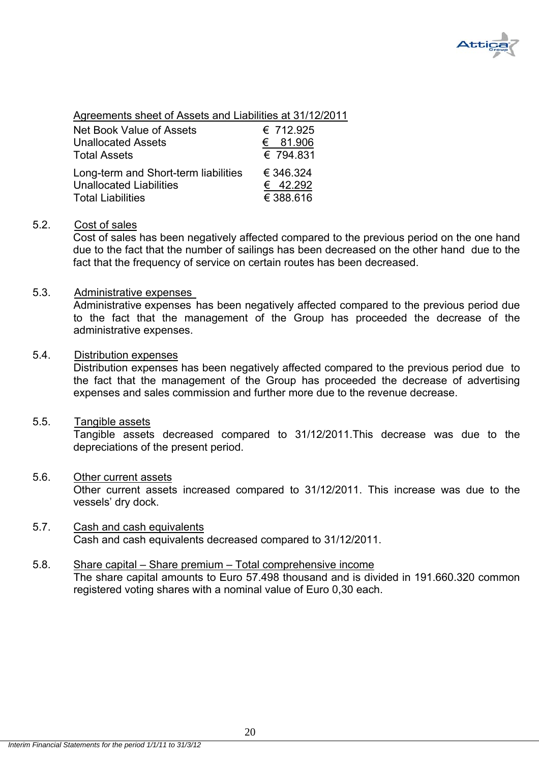Agreements sheet of Assets and Liabilities at 31/12/2011

| | |
|---|---|
| Net Book Value of Assets | € 712.925 |
| Unallocated Assets | € 81.906 |
| Total Assets | € 794.831 |
| Long-term and Short-term liabilities | € 346.324 |
| Unallocated Liabilities | € 42.292 |
| Total Liabilities | € 388.616 |

5.2. Cost of sales

Cost of sales has been negatively affected compared to the previous period on the one hand due to the fact that the number of sailings has been decreased on the other hand due to the fact that the frequency of service on certain routes has been decreased.

5.3. Administrative expenses

Administrative expenses has been negatively affected compared to the previous period due to the fact that the management of the Group has proceeded the decrease of the administrative expenses.

5.4. Distribution expenses

Distribution expenses has been negatively affected compared to the previous period due to the fact that the management of the Group has proceeded the decrease of advertising expenses and sales commission and further more due to the revenue decrease.

5.5. Tangible assets

Tangible assets decreased compared to 31/12/2011.This decrease was due to the depreciations of the present period.

5.6. Other current assets

Other current assets increased compared to 31/12/2011. This increase was due to the vessels' dry dock.

5.7. Cash and cash equivalents

Cash and cash equivalents decreased compared to 31/12/2011.

5.8. Share capital – Share premium – Total comprehensive income

The share capital amounts to Euro 57.498 thousand and is divided in 191.660.320 common registered voting shares with a nominal value of Euro 0,30 each.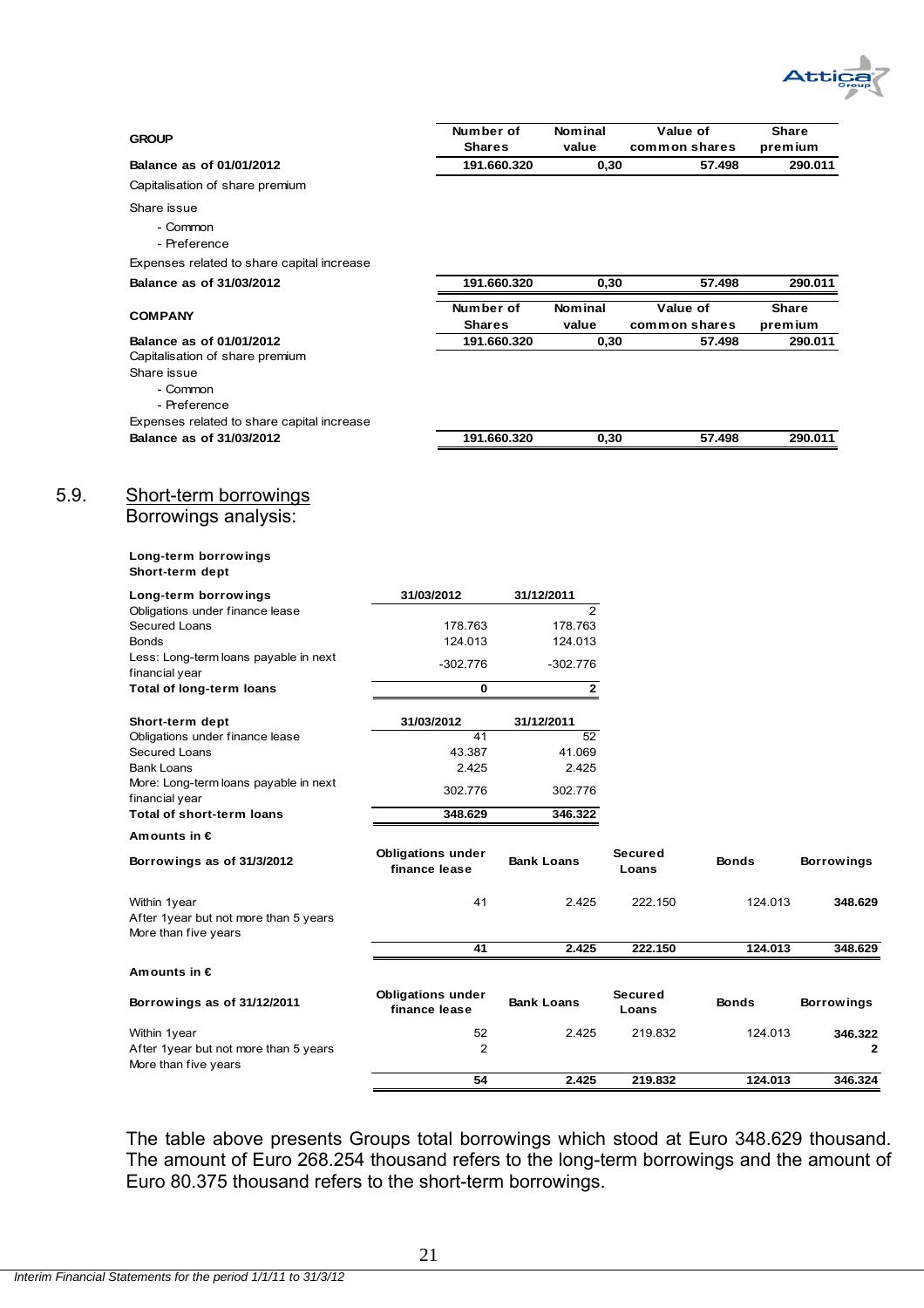| GROUP | Number of Shares | Nominal value | Value of common shares | Share premium |
|---|---|---|---|---|
| **Balance as of 01/01/2012** | 191.660.320 | 0,30 | 57.498 | 290.011 |
| Capitalisation of share premium | | | | |
| Share issue | | | | |
| - Common | | | | |
| - Preference | | | | |
| Expenses related to share capital increase | | | | |
| **Balance as of 31/03/2012** | 191.660.320 | 0,30 | 57.498 | 290.011 |

| COMPANY | Number of Shares | Nominal value | Value of common shares | Share premium |
|---|---|---|---|---|
| **Balance as of 01/01/2012** | 191.660.320 | 0,30 | 57.498 | 290.011 |
| Capitalisation of share premium | | | | |
| Share issue | | | | |
| - Common | | | | |
| - Preference | | | | |
| Expenses related to share capital increase | | | | |
| **Balance as of 31/03/2012** | 191.660.320 | 0,30 | 57.498 | 290.011 |

## 5.9. Short-term borrowings

Borrowings analysis:

**Long-term borrowings**
**Short-term dept**

| Long-term borrowings | 31/03/2012 | 31/12/2011 |
|---|---|---|
| Obligations under finance lease | | 2 |
| Secured Loans | 178.763 | 178.763 |
| Bonds | 124.013 | 124.013 |
| Less: Long-term loans payable in next financial year | -302.776 | -302.776 |
| **Total of long-term loans** | 0 | 2 |

| Short-term dept | 31/03/2012 | 31/12/2011 |
|---|---|---|
| Obligations under finance lease | 41 | 52 |
| Secured Loans | 43.387 | 41.069 |
| Bank Loans | 2.425 | 2.425 |
| More: Long-term loans payable in next financial year | 302.776 | 302.776 |
| **Total of short-term loans** | 348.629 | 346.322 |

**Amounts in €**

| Borrowings as of 31/3/2012 | Obligations under finance lease | Bank Loans | Secured Loans | Bonds | Borrowings |
|---|---|---|---|---|---|
| Within 1year | 41 | 2.425 | 222.150 | 124.013 | **348.629** |
| After 1year but not more than 5 years | | | | | |
| More than five years | | | | | |
| | **41** | **2.425** | **222.150** | **124.013** | **348.629** |

**Amounts in €**

| Borrowings as of 31/12/2011 | Obligations under finance lease | Bank Loans | Secured Loans | Bonds | Borrowings |
|---|---|---|---|---|---|
| Within 1year | 52 | 2.425 | 219.832 | 124.013 | **346.322** |
| After 1year but not more than 5 years | 2 | | | | **2** |
| More than five years | | | | | |
| | **54** | **2.425** | **219.832** | **124.013** | **346.324** |

The table above presents Groups total borrowings which stood at Euro 348.629 thousand. The amount of Euro 268.254 thousand refers to the long-term borrowings and the amount of Euro 80.375 thousand refers to the short-term borrowings.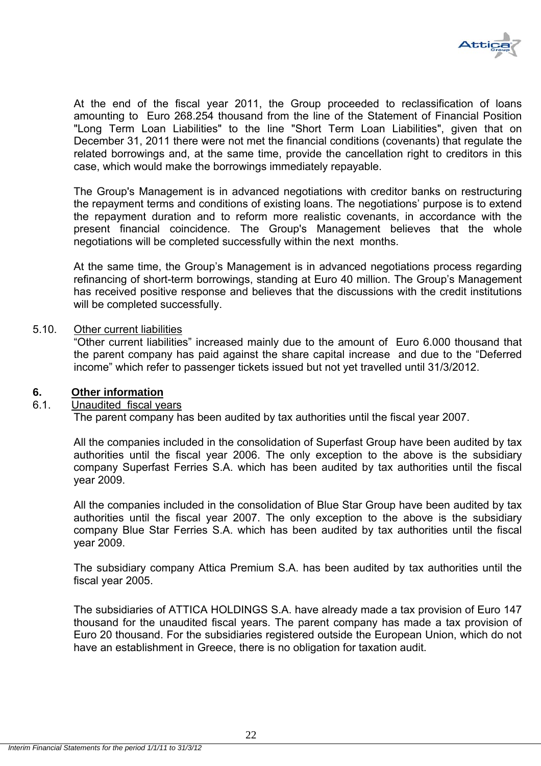At the end of the fiscal year 2011, the Group proceeded to reclassification of loans amounting to Euro 268.254 thousand from the line of the Statement of Financial Position "Long Term Loan Liabilities" to the line "Short Term Loan Liabilities", given that on December 31, 2011 there were not met the financial conditions (covenants) that regulate the related borrowings and, at the same time, provide the cancellation right to creditors in this case, which would make the borrowings immediately repayable.

The Group's Management is in advanced negotiations with creditor banks on restructuring the repayment terms and conditions of existing loans. The negotiations' purpose is to extend the repayment duration and to reform more realistic covenants, in accordance with the present financial coincidence. The Group's Management believes that the whole negotiations will be completed successfully within the next months.

At the same time, the Group's Management is in advanced negotiations process regarding refinancing of short-term borrowings, standing at Euro 40 million. The Group's Management has received positive response and believes that the discussions with the credit institutions will be completed successfully.

5.10. Other current liabilities

"Other current liabilities" increased mainly due to the amount of Euro 6.000 thousand that the parent company has paid against the share capital increase and due to the "Deferred income" which refer to passenger tickets issued but not yet travelled until 31/3/2012.

## 6. Other information

### 6.1. Unaudited fiscal years

The parent company has been audited by tax authorities until the fiscal year 2007.

All the companies included in the consolidation of Superfast Group have been audited by tax authorities until the fiscal year 2006. The only exception to the above is the subsidiary company Superfast Ferries S.A. which has been audited by tax authorities until the fiscal year 2009.

All the companies included in the consolidation of Blue Star Group have been audited by tax authorities until the fiscal year 2007. The only exception to the above is the subsidiary company Blue Star Ferries S.A. which has been audited by tax authorities until the fiscal year 2009.

The subsidiary company Attica Premium S.A. has been audited by tax authorities until the fiscal year 2005.

The subsidiaries of ATTICA HOLDINGS S.A. have already made a tax provision of Euro 147 thousand for the unaudited fiscal years. The parent company has made a tax provision of Euro 20 thousand. For the subsidiaries registered outside the European Union, which do not have an establishment in Greece, there is no obligation for taxation audit.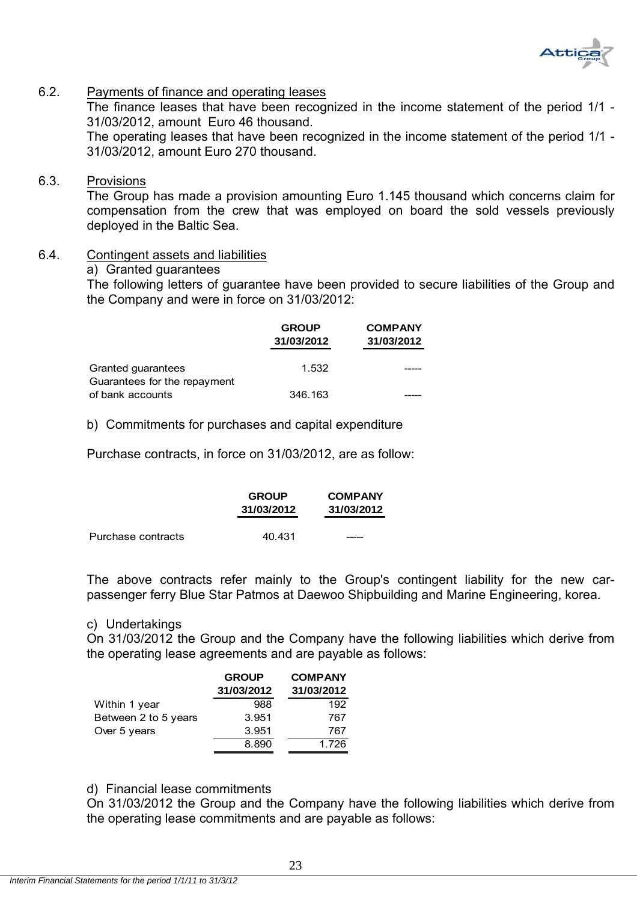## 6.2. Payments of finance and operating leases

The finance leases that have been recognized in the income statement of the period 1/1 - 31/03/2012, amount Euro 46 thousand.

The operating leases that have been recognized in the income statement of the period 1/1 - 31/03/2012, amount Euro 270 thousand.

## 6.3. Provisions

The Group has made a provision amounting Euro 1.145 thousand which concerns claim for compensation from the crew that was employed on board the sold vessels previously deployed in the Baltic Sea.

## 6.4. Contingent assets and liabilities

a) Granted guarantees

The following letters of guarantee have been provided to secure liabilities of the Group and the Company and were in force on 31/03/2012:

| | GROUP 31/03/2012 | COMPANY 31/03/2012 |
|---|---|---|
| Granted guarantees | 1.532 | ----- |
| Guarantees for the repayment of bank accounts | 346.163 | ----- |

b) Commitments for purchases and capital expenditure

Purchase contracts, in force on 31/03/2012, are as follow:

| | GROUP 31/03/2012 | COMPANY 31/03/2012 |
|---|---|---|
| Purchase contracts | 40.431 | ----- |

The above contracts refer mainly to the Group's contingent liability for the new car-passenger ferry Blue Star Patmos at Daewoo Shipbuilding and Marine Engineering, korea.

c) Undertakings

On 31/03/2012 the Group and the Company have the following liabilities which derive from the operating lease agreements and are payable as follows:

| | GROUP 31/03/2012 | COMPANY 31/03/2012 |
|---|---|---|
| Within 1 year | 988 | 192 |
| Between 2 to 5 years | 3.951 | 767 |
| Over 5 years | 3.951 | 767 |
| | 8.890 | 1.726 |

d) Financial lease commitments

On 31/03/2012 the Group and the Company have the following liabilities which derive from the operating lease commitments and are payable as follows: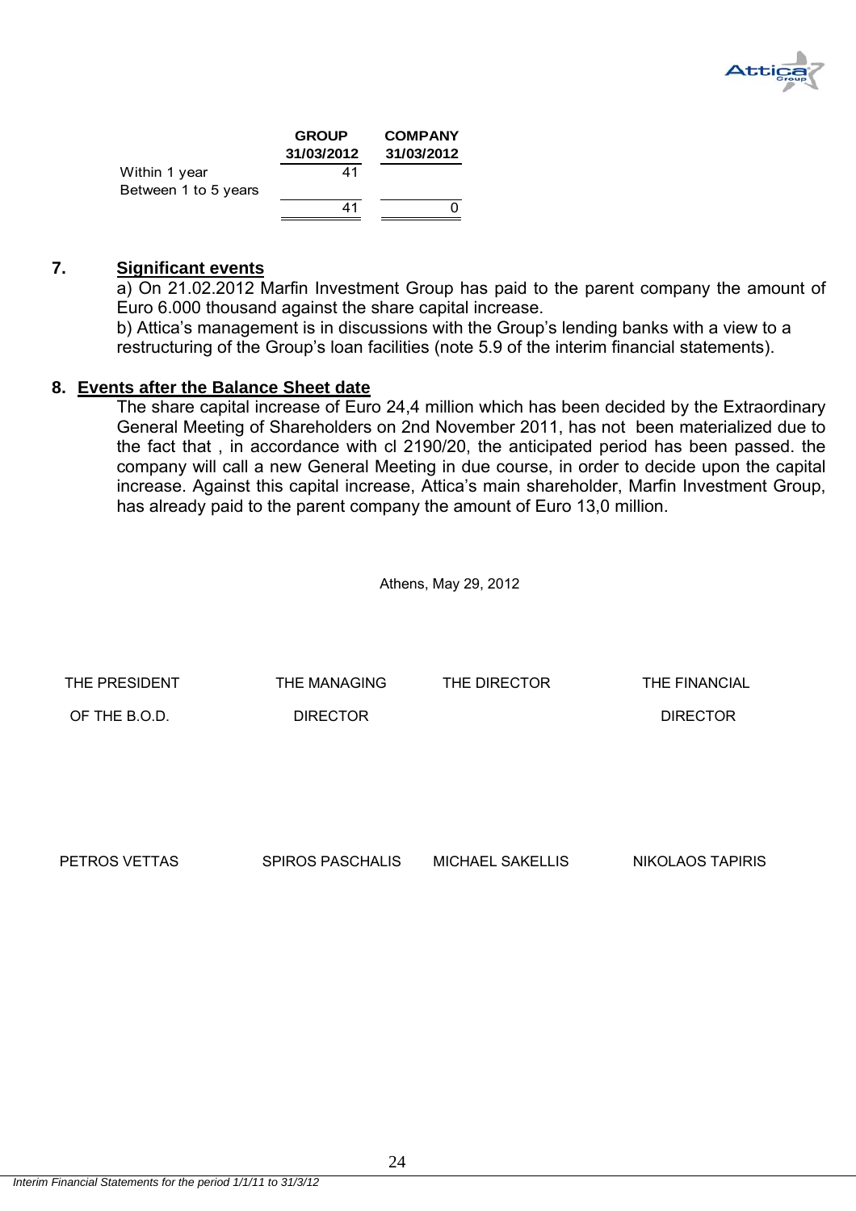| | GROUP | COMPANY |
|---|---|---|
| | 31/03/2012 | 31/03/2012 |
| Within 1 year | 41 | |
| Between 1 to 5 years | | |
| | 41 | 0 |

## 7. Significant events

a) On 21.02.2012 Marfin Investment Group has paid to the parent company the amount of Euro 6.000 thousand against the share capital increase.

b) Attica's management is in discussions with the Group's lending banks with a view to a restructuring of the Group's loan facilities (note 5.9 of the interim financial statements).

## 8. Events after the Balance Sheet date

The share capital increase of Euro 24,4 million which has been decided by the Extraordinary General Meeting of Shareholders on 2nd November 2011, has not been materialized due to the fact that , in accordance with cl 2190/20, the anticipated period has been passed. the company will call a new General Meeting in due course, in order to decide upon the capital increase. Against this capital increase, Attica's main shareholder, Marfin Investment Group, has already paid to the parent company the amount of Euro 13,0 million.

Athens, May 29, 2012

| THE PRESIDENT OF THE B.O.D. | THE MANAGING DIRECTOR | THE DIRECTOR | THE FINANCIAL DIRECTOR |
|---|---|---|---|
| PETROS VETTAS | SPIROS PASCHALIS | MICHAEL SAKELLIS | NIKOLAOS TAPIRIS |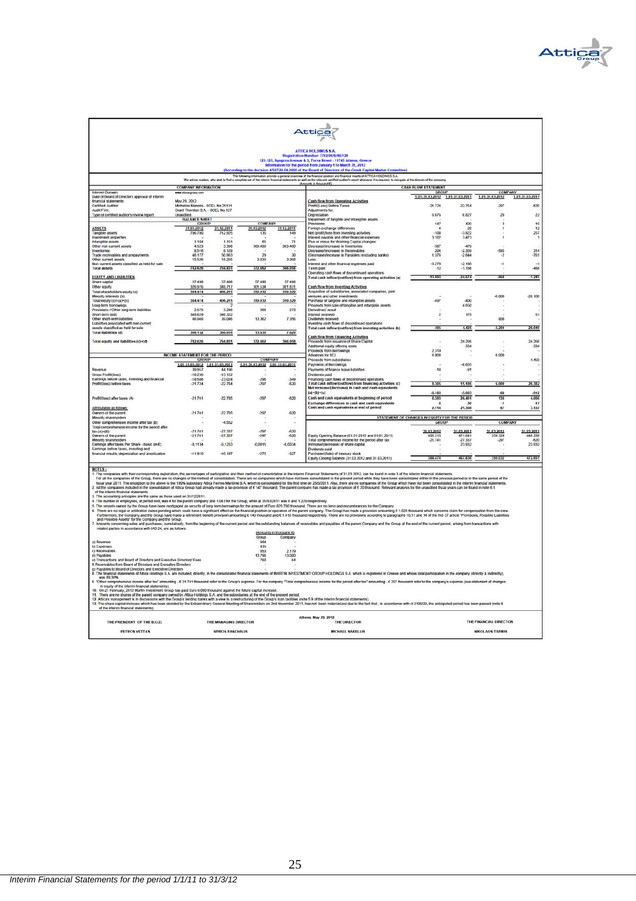# ATTICA HOLDINGS S.A.

Registration Number: 7702/06/B/86/128

123-125, Syngrou Avenue & 3, Torva Street - 11745 Athens, Greece

Information for the period from January 1 to March 31, 2012

(According to the decision 4/507/28.04.2009 of the Board of Directors of the Greek Capital Market Committee)

The following information provide a general overview of the financial position and financial results of ATTICA HOLDINGS S.A.

We advise readers, who wish to find a complete set of the interim financial statements as well as the relevant certified auditor's report whenever it is required, to navigate at the domain of the company.

(Amounts in thousand €)

## COMPANY INFORMATION

| | |
|---|---|
| Internet Domain: | www.attica-group.com |
| Date of Board of Director's approval of interim financial statements: | May 29, 2012 |
| Certified Auditor: | Michalios Manolis - SOEL No 24431 |
| Audit Firm: | Grant Thornton S.A. - SOEL No 127 |
| Type of certified auditor's review report: | Unaudited |

## BALANCE SHEET

| | GROUP | | COMPANY | |
|---|---|---|---|---|
| **ASSETS** | 31.03.2012 | 31.12.2011 | 31.03.2012 | 31.12.2011 |
| Tangible assets | 706.780 | 712.925 | 135 | 149 |
| Investment properties | - | - | - | - |
| Intangible assets | 1.104 | 1.151 | 65 | 71 |
| Other non current assets | 4.523 | 3.398 | 369.400 | 363.400 |
| Inventories | 8.516 | 8.129 | - | - |
| Trade receivables and prepayments | 46.177 | 50.963 | 29 | 30 |
| Other current assets | 15.526 | 18.265 | 3.333 | 3.308 |
| Non current assets classified as held for sale | - | - | - | - |
| Total assets | 782.626 | 794.831 | 372.962 | 366.958 |
| **EQUITY AND LIABILITIES** | | | | |
| Share capital | 57.498 | 57.498 | 57.498 | 57.498 |
| Other equity | 326.976 | 348.717 | 301.534 | 301.831 |
| Total shareholders equity (a) | 384.474 | 406.215 | 359.032 | 359.329 |
| Minority interests (b) | - | - | - | - |
| Total equity (c)=(a)+(b) | 384.474 | 406.215 | 359.032 | 359.329 |
| Long-term borrowings | - | 2 | - | - |
| Provisions / Other long-term liabilities | 2.575 | 3.246 | 268 | 273 |
| Short-term debt | 348.629 | 346.322 | - | - |
| Other short-term liabilities | 46.948 | 39.086 | 13.362 | 7.356 |
| Liabilities associated with non current assets classified as held for sale | - | - | - | - |
| Total liabilities (d) | 398.152 | 388.616 | 13.930 | 7.629 |
| Total equity and liabilities (c)+(d) | 782.626 | 794.831 | 372.962 | 366.958 |

## INCOME STATEMENT FOR THE PERIOD

| | GROUP | | COMPANY | |
|---|---|---|---|---|
| | 1.01-31.03.2012 | 1.01-31.03.2011 | 1.01-31.03.2012 | 1.01-31.03.2011 |
| Revenue | 39.967 | 44.198 | - | - |
| Gross Profit/(loss) | -10.236 | -13.122 | - | - |
| Earnings before taxes, investing and financial | -18.586 | -23.024 | -296 | -349 |
| Profit/(loss) before taxes | -21.734 | -22.764 | -297 | -620 |
| Profit/(loss) after taxes (A) | -21.741 | -22.785 | -297 | -620 |
| Attributable as follows: | | | | |
| Owners of the parent | -21.741 | -22.785 | -297 | -620 |
| Minority shareholders | - | - | - | - |
| Other comprehensive income after tax (B) | - | -4.552 | - | - |
| Total comprehensive income for the period after tax (A)+(B) | -21.741 | -27.337 | -297 | -620 |
| Owners of the parent | -21.741 | -27.337 | -297 | -620 |
| Minority shareholders | - | - | - | - |
| Earnings after taxes Per Share - basic (in €) | -0,1134 | -0,1203 | -0,0015 | -0,0034 |
| Earnings before taxes, investing and financial results, depreciation and amortization | -11.910 | -16.197 | -270 | -327 |

## CASH FLOW STATEMENT

| | GROUP | | COMPANY | |
|---|---|---|---|---|
| | 1.01-31.03.2012 | 1.01-31.03.2011 | 1.01-31.03.2012 | 1.01-31.03.2011 |
| **Cash flow from Operating Activities** | | | | |
| Profit/(Loss) Before Taxes | -21.734 | -22.764 | -297 | -620 |
| Adjustments for: | | | | |
| Depreciation | 6.676 | 6.827 | 29 | 22 |
| Impairment of tangible and intangible assets | - | - | - | - |
| Provisions | 147 | 430 | 3 | 10 |
| Foreign exchange differences | 4 | 20 | 1 | 12 |
| Net (profit)/loss from investing activities | -108 | -3.822 | - | 257 |
| Interest payable and other financial expenses | 3.102 | 3.473 | 1 | 1 |
| Plus or minus for Working Capital changes: | | | | |
| Decrease/(increase) in Inventories | -387 | -479 | - | - |
| Decrease/(increase) in Receivables | 204 | -2.359 | -593 | 314 |
| (Decrease)/increase in Payables (excluding banks) | 1.379 | -2.644 | -2 | -751 |
| Less: | | | | |
| Interest and other financial expenses paid | -3.279 | -2.190 | -1 | -1 |
| Taxes paid | -12 | -1.166 | - | -488 |
| Operating cash flows of discontinued operations | - | - | - | - |
| Total cash inflow/(outflow) from operating activities (a) | -13.993 | -24.674 | -863 | -1.245 |
| **Cash flow from Investing Activities** | | | | |
| Acquisition of subsidiaries, associated companies, joint ventures and other investments | - | - | -6.000 | -28.100 |
| Purchase of tangible and intangible assets | -497 | -400 | - | - |
| Proceeds from sale of tangible and intangible assets | - | 4.650 | - | - |
| Derivatives' result | - | - | - | - |
| Interest received | 2 | 175 | - | 51 |
| Dividends received | - | - | 800 | - |
| Investing cash flows of discontinued operations | - | - | - | - |
| Total cash inflow/(outflow) from investing activities (b) | -495 | 4.425 | -5.200 | 28.049 |
| **Cash flow from Financing Activities** | | | | |
| Proceeds from issuance of Share Capital | - | 24.296 | - | 24.296 |
| Additional equity offering costs | - | -334 | - | -334 |
| Proceeds from Borrowings | 2.319 | - | - | - |
| Advances for SCI | 6.000 | - | 6.000 | - |
| Proceeds from subsidiaries | - | - | - | 4.450 |
| Payments of Borrowings | - | -8.655 | - | - |
| Payments of finance lease liabilities | -14 | -91 | - | - |
| Dividends paid | - | - | - | - |
| Financing cash flows of discontinued operations | - | - | - | - |
| Total cash inflow/(outflow) from financing activities (c) | 8.305 | 15.186 | 6.000 | 28.382 |
| Net increase/(decrease) in cash and cash equivalents (a)+(b)+(c) | -6.183 | -5.063 | -69 | -912 |
| Cash and cash equivalents at beginning of period | 8.303 | 26.491 | 136 | 4.086 |
| Exchange differences in cash and cash equivalents | -5 | 30 | -1 | 17 |
| Cash and cash equivalents at end of period | 2.114 | 21.398 | 67 | 3.137 |

## STATEMENT OF CHANGES IN EQUITY FOR THE PERIOD

| | GROUP | | COMPANY | |
|---|---|---|---|---|
| | 31.03.2012 | 31.03.2011 | 31.03.2012 | 31.03.2011 |
| Equity Opening Balance (01.01.2012 and 01.01.2011) | 406.215 | 471.041 | 359.329 | 449.339 |
| Total comprehensive income for the period after tax | -21.741 | -27.337 | -297 | -620 |
| Increase/(decrease) of share capital | - | 23.932 | - | 23.932 |
| Dividends paid | - | - | - | - |
| Purchase/(Sale) of treasury stock | - | - | - | - |
| Equity Closing Balance (31.03.2012 and 31.03.2011) | 384.474 | 467.636 | 359.032 | 472.651 |

**NOTES :**

1. The companies with their corresponding registration, the percentages of participation and their method of consolidation in the Interim Financial Statements of 31.03.2012, can be found in note 3 of the interim financial statements. For all the companies of the Group, there are no changes of the method of consolidation. There are no companies which have not been consolidated in the present period while they have been consolidated either in the previous period or in the same period of the fiscal year 2011. The exception to the above is the 100% subsidiary Attica Ferries Maritime S.A. which is consolidated for the first time on 25/5/2011. Also, there are no companies of the Group which have not been consolidated in the interim financial statements.
2. All the companies included in the consolidation of Attica Group had already made a tax provision of € 147 thousand. The parent company has made a tax provision of € 20 thousand. Relevant analysis for the unaudited fiscal years can be found in note 6.1 of the interim financial statements.
3. The accounting principles are the same as those used on 31/12/2011.
4. The number of employees, at period end, was 4 for the parent company and 1.043 for the Group, while at 31.03.2011 was 6 and 1.229 respectively.
5. The vessels owned by the Group have been mortgaged as security of long term borrowings for the amount of Euro 826.780 thousand. There are no liens and encumbrances for the Company.
6. There are no legal or arbitration cases pending which could have a significant effect on the financial position or operation of the parent company. The Group has made a provision amounting € 1.029 thousand which concerns claim for compensation from the crew. Furthermore, the Company and the Group have made a retirement benefit provision amounting € 140 thousand and € 1.410 thousand respectively. There are no provisions according to paragraphs 10,11 and 14 of the IAS 37 article "Provisions, Possible Liabilities and Possible Assets" for the Company and the Group.
7. Amounts concerning sales and purchases, cumulatively, from the beginning of the current period and the outstanding balances of receivables and payables of the parent Company and the Group at the end of the current period, arising from transactions with related parties in accordance with IAS 24, are as follows:

| (Amounts in thousand €) | Group | Company |
|---|---|---|
| a) Revenue | 984 | - |
| b) Expenses | 435 | - |
| c) Receivables | 853 | 2.179 |
| d) Payables | 13.798 | 13.000 |
| e) Transactions and Board of Directors and Executive Directors' Fees | 763 | 64 |
| f) Receivables from Board of Directors and Executive Directors | - | - |
| g) Payables to Board of Directors and Executive Directors | - | - |

8. The financial statements of Attica Holdings S.A. are included, directly, in the consolidated financial statements of MARFIN INVESTMENT GROUP HOLDINGS S.A. which is registered in Greece and whose total participation in the company (directly & indirectly) was 89,38%.
9. "Other comprehensive income after tax" amounting - € 21.741 thousand refer to the Group's expense. For the company "Total comprehensive income for the period after tax" amounting - € 297 thousand refer to the company's expense (see statement of changes in equity of the interim financial statements).
10. On 21 February, 2012 Marfin Investment Group has paid Euro 6.000 thousand against the future capital increase.
11. There are no shares of the parent company owned by Attica Holdings S.A. and the subsidiaries at the end of the present period.
12. Attica's management is in discussions with the Group's lending banks with a view to a restructuring of the Group's loan facilities (note 5.9 of the interim financial statements).
13. The share capital increase which has been decided by the Extraordinary General Meeting of Shareholders on 2nd November 2011, has not been materialized due to the fact that, in accordance with cl 2190/20, the anticipated period has been passed (note 8 of the interim financial statements).

Athens, May 29, 2012

| THE PRESIDENT OF THE B.O.D. | THE MANAGING DIRECTOR | THE DIRECTOR | THE FINANCIAL DIRECTOR |
|---|---|---|---|
| PETROS VETTAS | SPIROS PASCHALIS | MICHAEL SAKELLIS | NIKOLAOS TAPIRIS |